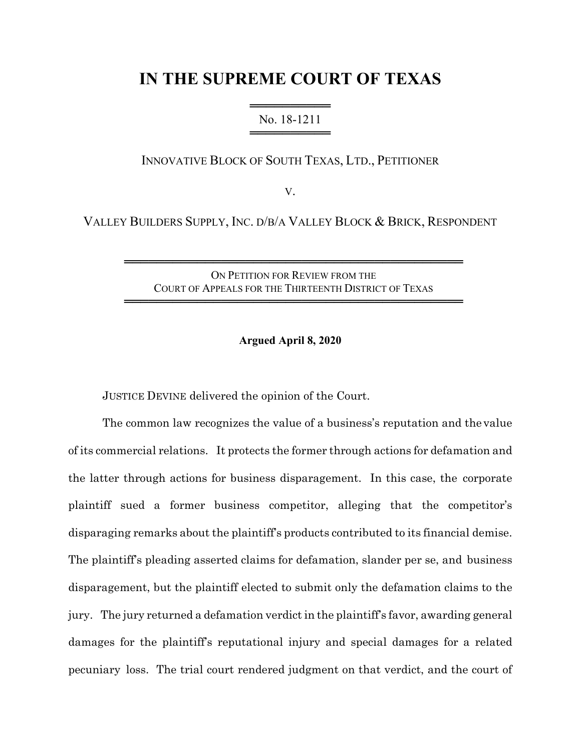# IN THE SUPREME COURT OF TEXAS

No. 18-1211

INNOVATIVE BLOCK OF SOUTH TEXAS, LTD., PETITIONER

V.

VALLEY BUILDERS SUPPLY, INC. D/B/A VALLEY BLOCK & BRICK, RESPONDENT

ON PETITION FOR REVIEW FROM THE COURT OF APPEALS FOR THE THIRTEENTH DISTRICT OF TEXAS

**Argued April 8, 2020**

JUSTICE DEVINE delivered the opinion of the Court.

The common law recognizes the value of a business's reputation and the value of its commercial relations. It protects the former through actions for defamation and the latter through actions for business disparagement. In this case, the corporate plaintiff sued a former business competitor, alleging that the competitor's disparaging remarks about the plaintiff's products contributed to its financial demise. The plaintiff's pleading asserted claims for defamation, slander per se, and business disparagement, but the plaintiff elected to submit only the defamation claims to the jury. The jury returned a defamation verdict in the plaintiff's favor, awarding general damages for the plaintiff's reputational injury and special damages for a related pecuniary loss. The trial court rendered judgment on that verdict, and the court of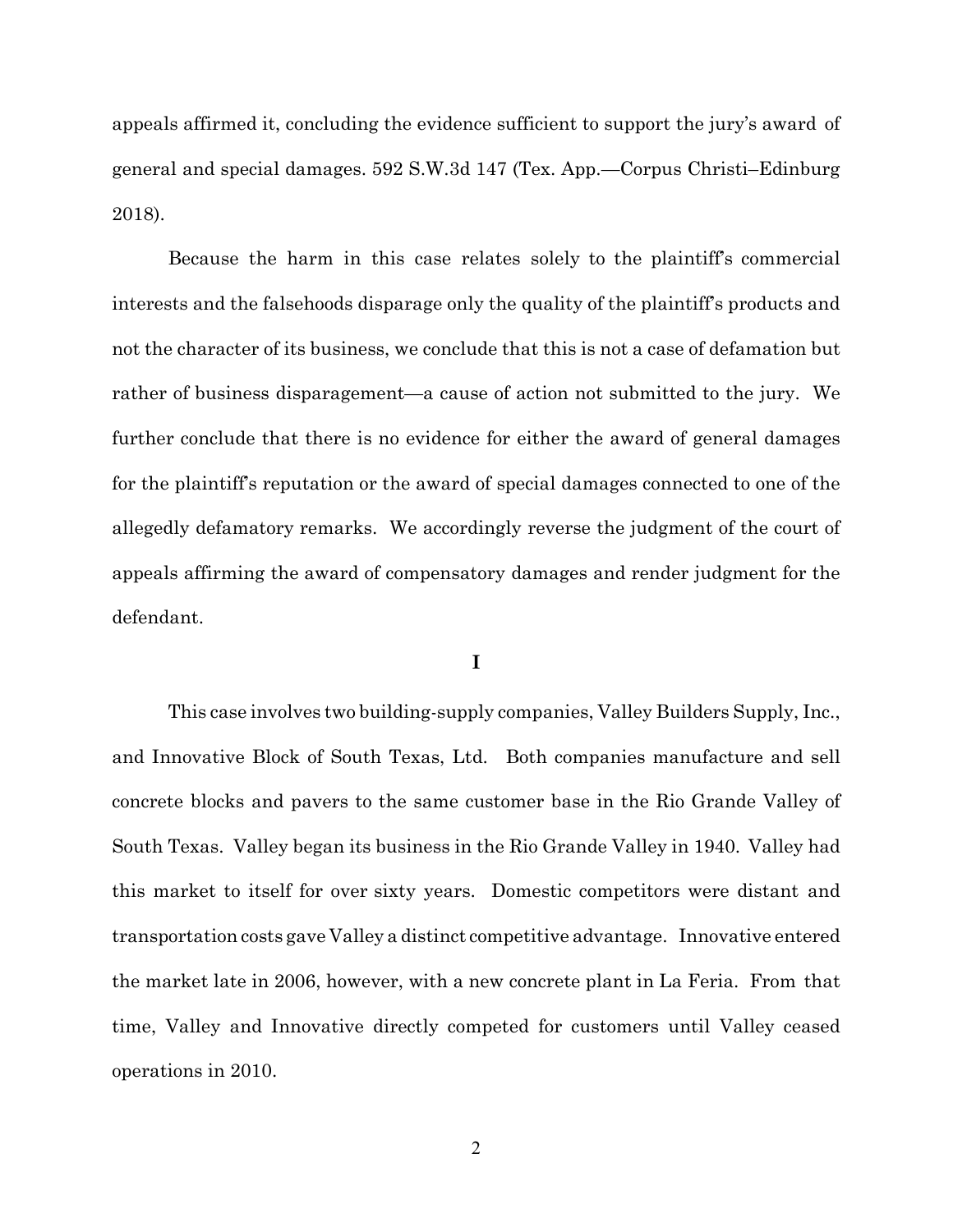appeals affirmed it, concluding the evidence sufficient to support the jury's award of general and special damages. 592 S.W.3d 147 (Tex. App.—Corpus Christi–Edinburg 2018).

Because the harm in this case relates solely to the plaintiff's commercial interests and the falsehoods disparage only the quality of the plaintiff's products and not the character of its business, we conclude that this is not a case of defamation but rather of business disparagement—a cause of action not submitted to the jury. We further conclude that there is no evidence for either the award of general damages for the plaintiff's reputation or the award of special damages connected to one of the allegedly defamatory remarks. We accordingly reverse the judgment of the court of appeals affirming the award of compensatory damages and render judgment for the defendant.

## I

This case involves two building-supply companies, Valley Builders Supply, Inc., and Innovative Block of South Texas, Ltd. Both companies manufacture and sell concrete blocks and pavers to the same customer base in the Rio Grande Valley of South Texas. Valley began its business in the Rio Grande Valley in 1940. Valley had this market to itself for over sixty years. Domestic competitors were distant and transportation costs gave Valley a distinct competitive advantage. Innovative entered the market late in 2006, however, with a new concrete plant in La Feria. From that time, Valley and Innovative directly competed for customers until Valley ceased operations in 2010.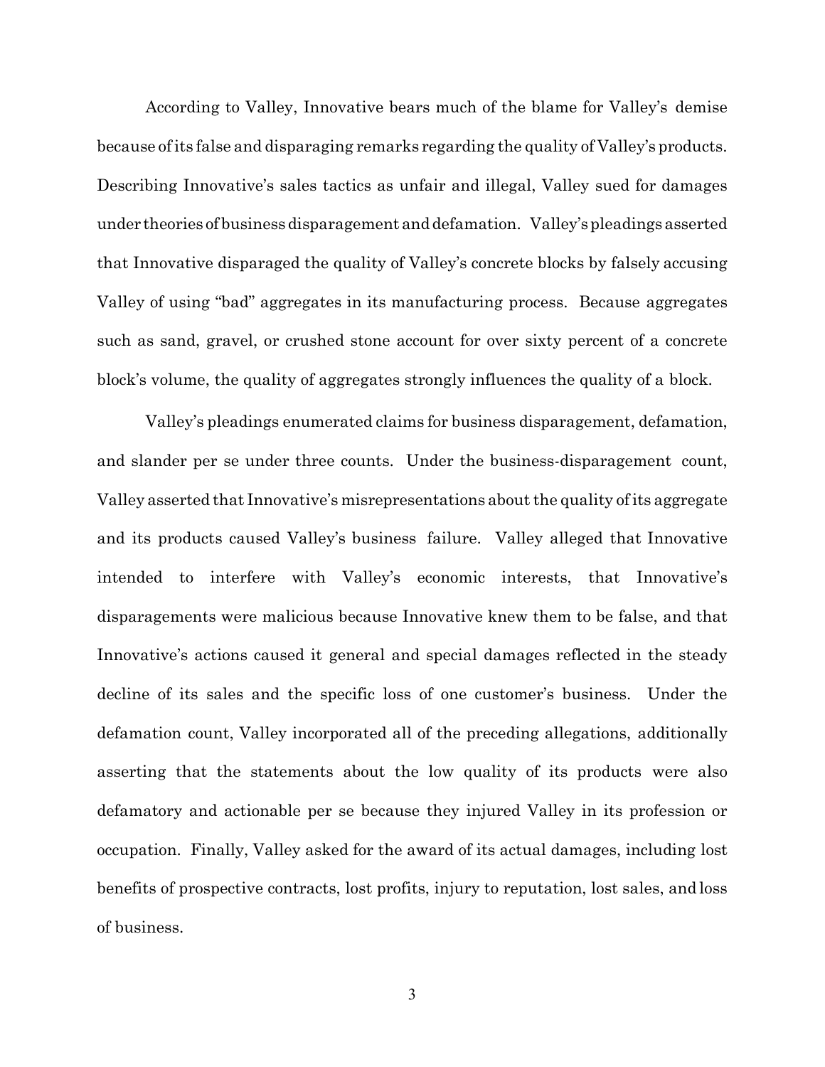According to Valley, Innovative bears much of the blame for Valley's demise because of its false and disparaging remarks regarding the quality of Valley's products. Describing Innovative's sales tactics as unfair and illegal, Valley sued for damages under theories of business disparagement and defamation. Valley's pleadings asserted that Innovative disparaged the quality of Valley's concrete blocks by falsely accusing Valley of using "bad" aggregates in its manufacturing process. Because aggregates such as sand, gravel, or crushed stone account for over sixty percent of a concrete block's volume, the quality of aggregates strongly influences the quality of a block.

Valley's pleadings enumerated claims for business disparagement, defamation, and slander per se under three counts. Under the business-disparagement count, Valley asserted that Innovative's misrepresentations about the quality of its aggregate and its products caused Valley's business failure. Valley alleged that Innovative intended to interfere with Valley's economic interests, that Innovative's disparagements were malicious because Innovative knew them to be false, and that Innovative's actions caused it general and special damages reflected in the steady decline of its sales and the specific loss of one customer's business. Under the defamation count, Valley incorporated all of the preceding allegations, additionally asserting that the statements about the low quality of its products were also defamatory and actionable per se because they injured Valley in its profession or occupation. Finally, Valley asked for the award of its actual damages, including lost benefits of prospective contracts, lost profits, injury to reputation, lost sales, and loss of business.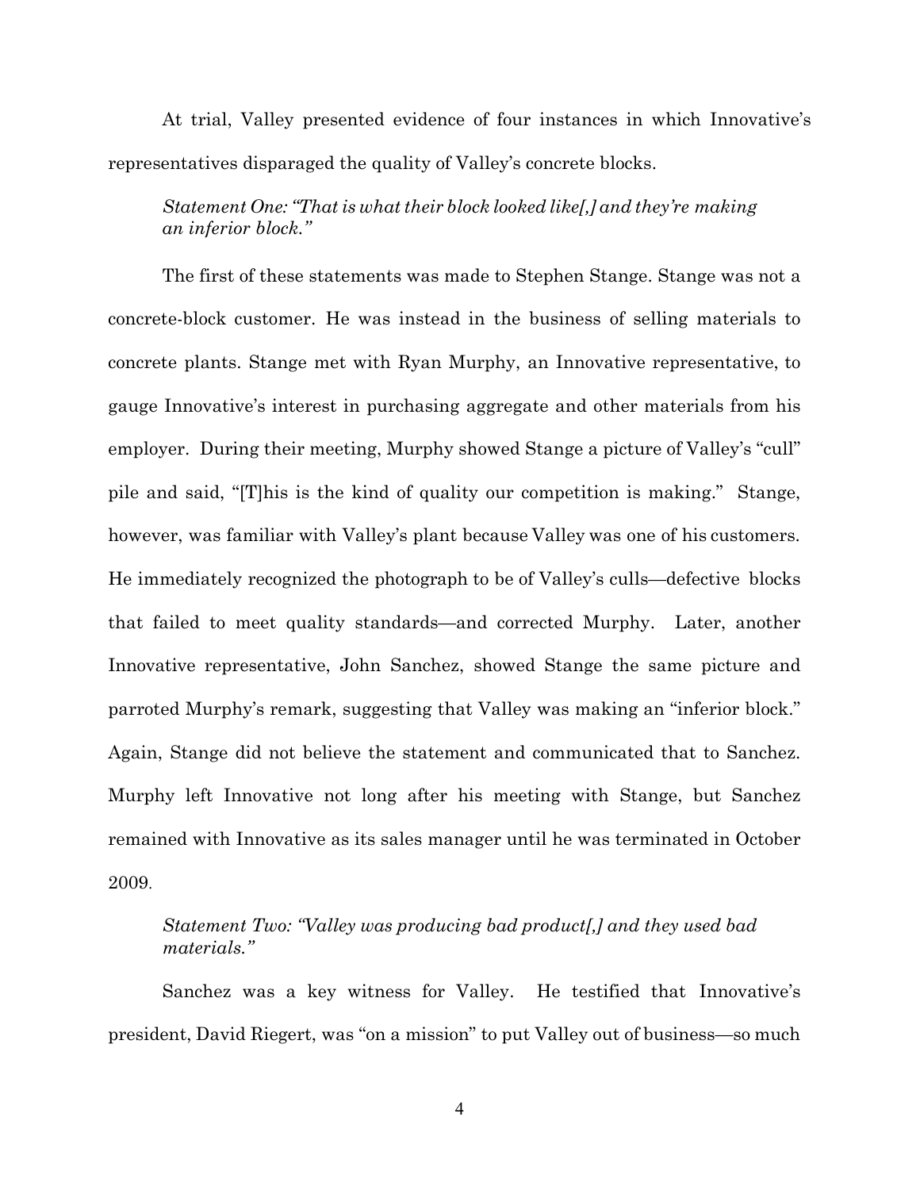At trial, Valley presented evidence of four instances in which Innovative's representatives disparaged the quality of Valley's concrete blocks.

*Statement One: "That is what their block looked like[,] and they're making an inferior block."*

The first of these statements was made to Stephen Stange. Stange was not a concrete-block customer. He was instead in the business of selling materials to concrete plants. Stange met with Ryan Murphy, an Innovative representative, to gauge Innovative's interest in purchasing aggregate and other materials from his employer. During their meeting, Murphy showed Stange a picture of Valley's "cull" pile and said, "[T]his is the kind of quality our competition is making." Stange, however, was familiar with Valley's plant because Valley was one of his customers. He immediately recognized the photograph to be of Valley's culls—defective blocks that failed to meet quality standards—and corrected Murphy. Later, another Innovative representative, John Sanchez, showed Stange the same picture and parroted Murphy's remark, suggesting that Valley was making an "inferior block." Again, Stange did not believe the statement and communicated that to Sanchez. Murphy left Innovative not long after his meeting with Stange, but Sanchez remained with Innovative as its sales manager until he was terminated in October 2009.

*Statement Two: "Valley was producing bad product[,] and they used bad materials."*

Sanchez was a key witness for Valley. He testified that Innovative's president, David Riegert, was "on a mission" to put Valley out of business—so much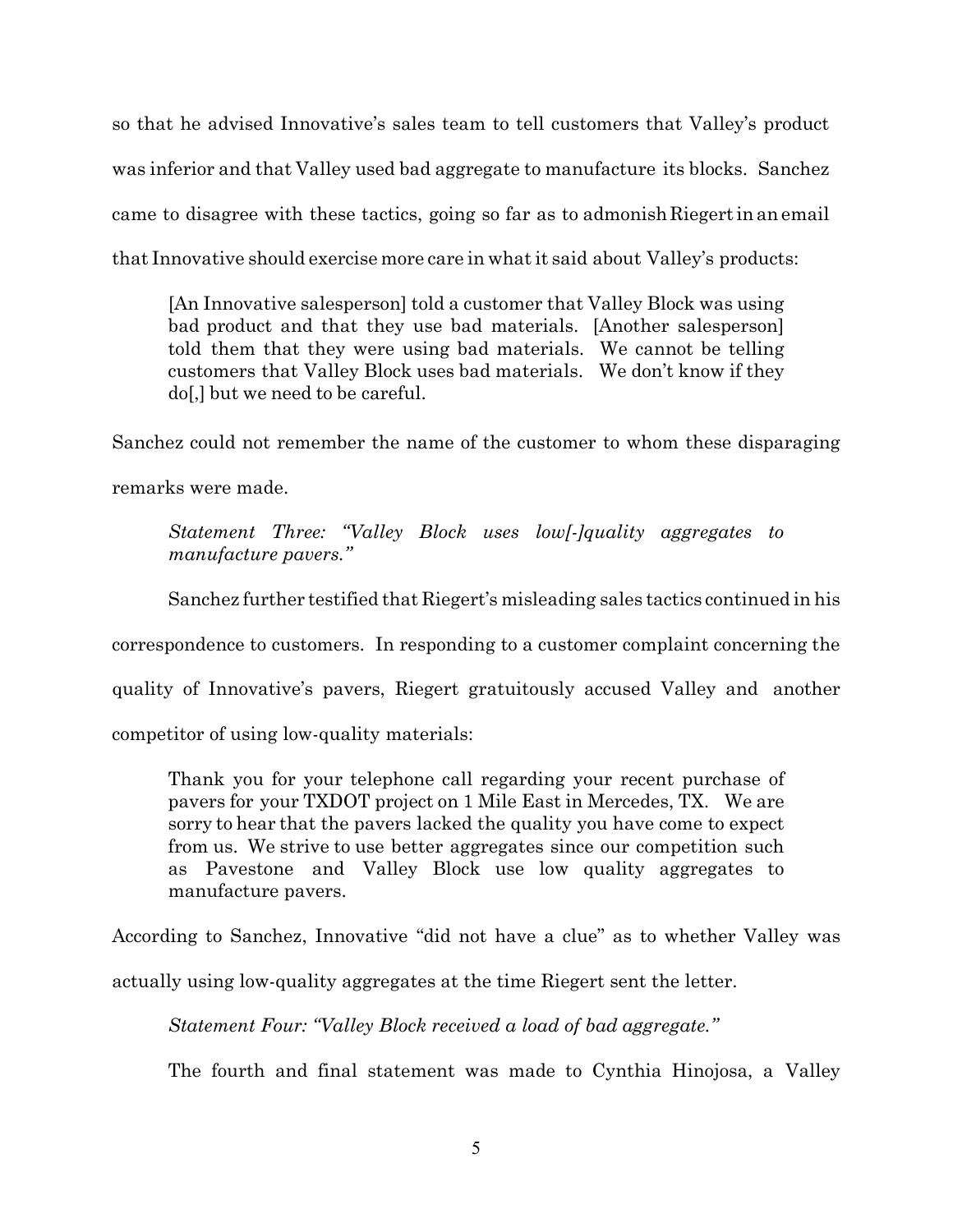so that he advised Innovative's sales team to tell customers that Valley's product was inferior and that Valley used bad aggregate to manufacture its blocks. Sanchez came to disagree with these tactics, going so far as to admonish Riegert in an email that Innovative should exercise more care in what it said about Valley's products:

> [An Innovative salesperson] told a customer that Valley Block was using bad product and that they use bad materials. [Another salesperson] told them that they were using bad materials. We cannot be telling customers that Valley Block uses bad materials. We don't know if they do[,] but we need to be careful.

Sanchez could not remember the name of the customer to whom these disparaging remarks were made.

> *Statement Three: "Valley Block uses low[-]quality aggregates to manufacture pavers."*

Sanchez further testified that Riegert's misleading sales tactics continued in his correspondence to customers. In responding to a customer complaint concerning the quality of Innovative's pavers, Riegert gratuitously accused Valley and another competitor of using low-quality materials:

> Thank you for your telephone call regarding your recent purchase of pavers for your TXDOT project on 1 Mile East in Mercedes, TX. We are sorry to hear that the pavers lacked the quality you have come to expect from us. We strive to use better aggregates since our competition such as Pavestone and Valley Block use low quality aggregates to manufacture pavers.

According to Sanchez, Innovative "did not have a clue" as to whether Valley was actually using low-quality aggregates at the time Riegert sent the letter.

> *Statement Four: "Valley Block received a load of bad aggregate."*

The fourth and final statement was made to Cynthia Hinojosa, a Valley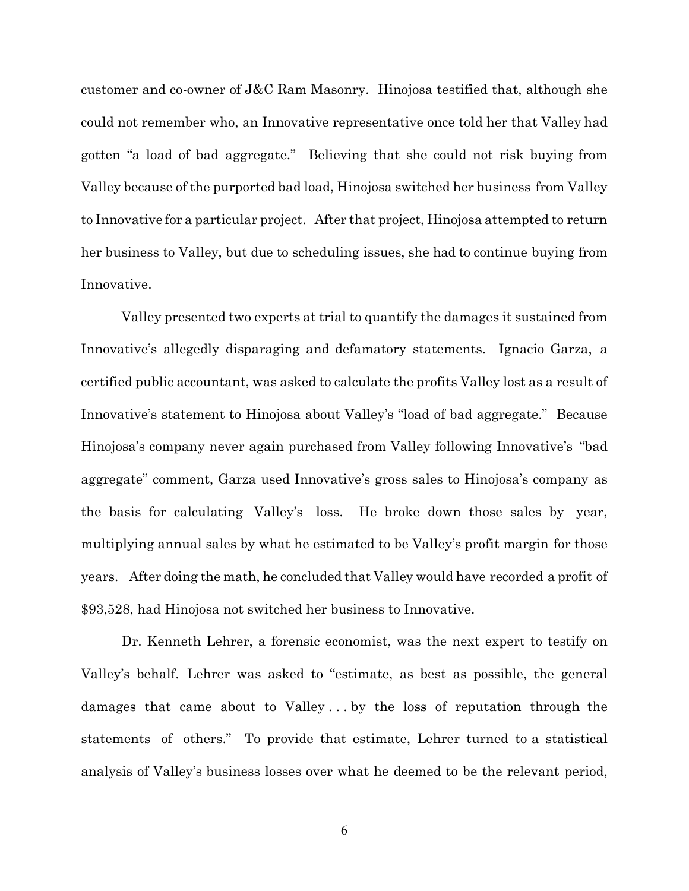customer and co-owner of J&C Ram Masonry. Hinojosa testified that, although she could not remember who, an Innovative representative once told her that Valley had gotten "a load of bad aggregate." Believing that she could not risk buying from Valley because of the purported bad load, Hinojosa switched her business from Valley to Innovative for a particular project. After that project, Hinojosa attempted to return her business to Valley, but due to scheduling issues, she had to continue buying from Innovative.

Valley presented two experts at trial to quantify the damages it sustained from Innovative's allegedly disparaging and defamatory statements. Ignacio Garza, a certified public accountant, was asked to calculate the profits Valley lost as a result of Innovative's statement to Hinojosa about Valley's "load of bad aggregate." Because Hinojosa's company never again purchased from Valley following Innovative's "bad aggregate" comment, Garza used Innovative's gross sales to Hinojosa's company as the basis for calculating Valley's loss. He broke down those sales by year, multiplying annual sales by what he estimated to be Valley's profit margin for those years. After doing the math, he concluded that Valley would have recorded a profit of $93,528, had Hinojosa not switched her business to Innovative.

Dr. Kenneth Lehrer, a forensic economist, was the next expert to testify on Valley's behalf. Lehrer was asked to "estimate, as best as possible, the general damages that came about to Valley . . . by the loss of reputation through the statements of others." To provide that estimate, Lehrer turned to a statistical analysis of Valley's business losses over what he deemed to be the relevant period,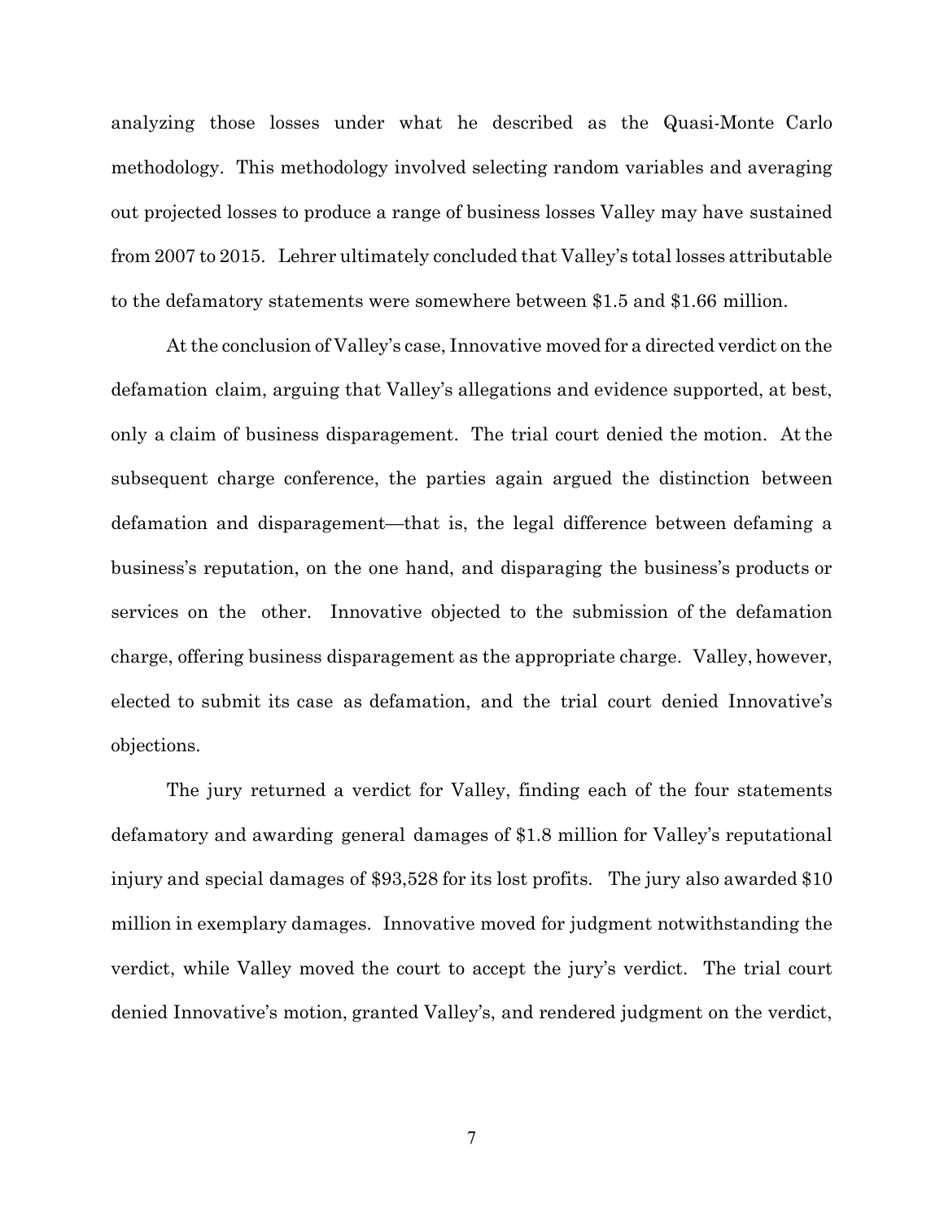analyzing those losses under what he described as the Quasi-Monte Carlo methodology. This methodology involved selecting random variables and averaging out projected losses to produce a range of business losses Valley may have sustained from 2007 to 2015. Lehrer ultimately concluded that Valley's total losses attributable to the defamatory statements were somewhere between $1.5 and $1.66 million.

At the conclusion of Valley's case, Innovative moved for a directed verdict on the defamation claim, arguing that Valley's allegations and evidence supported, at best, only a claim of business disparagement. The trial court denied the motion. At the subsequent charge conference, the parties again argued the distinction between defamation and disparagement—that is, the legal difference between defaming a business's reputation, on the one hand, and disparaging the business's products or services on the other. Innovative objected to the submission of the defamation charge, offering business disparagement as the appropriate charge. Valley, however, elected to submit its case as defamation, and the trial court denied Innovative's objections.

The jury returned a verdict for Valley, finding each of the four statements defamatory and awarding general damages of $1.8 million for Valley's reputational injury and special damages of $93,528 for its lost profits. The jury also awarded $10 million in exemplary damages. Innovative moved for judgment notwithstanding the verdict, while Valley moved the court to accept the jury's verdict. The trial court denied Innovative's motion, granted Valley's, and rendered judgment on the verdict,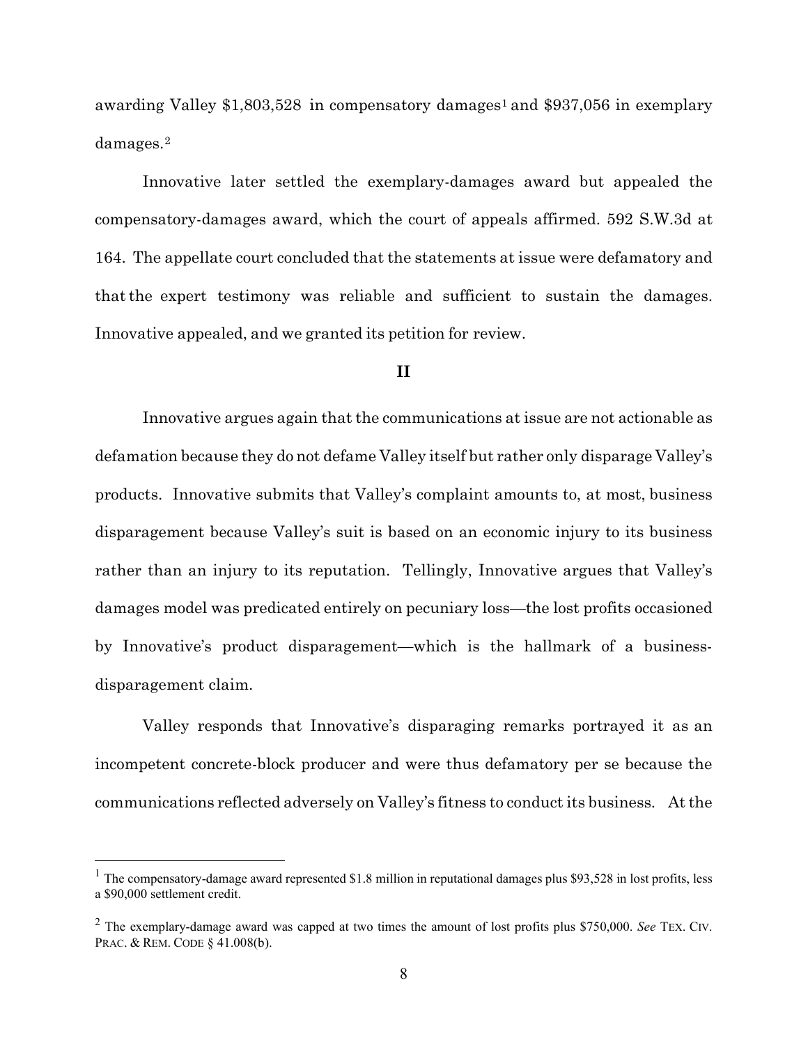awarding Valley $1,803,528 in compensatory damages[1] and $937,056 in exemplary damages.[2]

Innovative later settled the exemplary-damages award but appealed the compensatory-damages award, which the court of appeals affirmed. 592 S.W.3d at 164. The appellate court concluded that the statements at issue were defamatory and that the expert testimony was reliable and sufficient to sustain the damages. Innovative appealed, and we granted its petition for review.

## II

Innovative argues again that the communications at issue are not actionable as defamation because they do not defame Valley itself but rather only disparage Valley's products. Innovative submits that Valley's complaint amounts to, at most, business disparagement because Valley's suit is based on an economic injury to its business rather than an injury to its reputation. Tellingly, Innovative argues that Valley's damages model was predicated entirely on pecuniary loss—the lost profits occasioned by Innovative's product disparagement—which is the hallmark of a business-disparagement claim.

Valley responds that Innovative's disparaging remarks portrayed it as an incompetent concrete-block producer and were thus defamatory per se because the communications reflected adversely on Valley's fitness to conduct its business. At the

---

[1] The compensatory-damage award represented $1.8 million in reputational damages plus $93,528 in lost profits, less a $90,000 settlement credit.

[2] The exemplary-damage award was capped at two times the amount of lost profits plus $750,000. *See* TEX. CIV. PRAC. & REM. CODE § 41.008(b).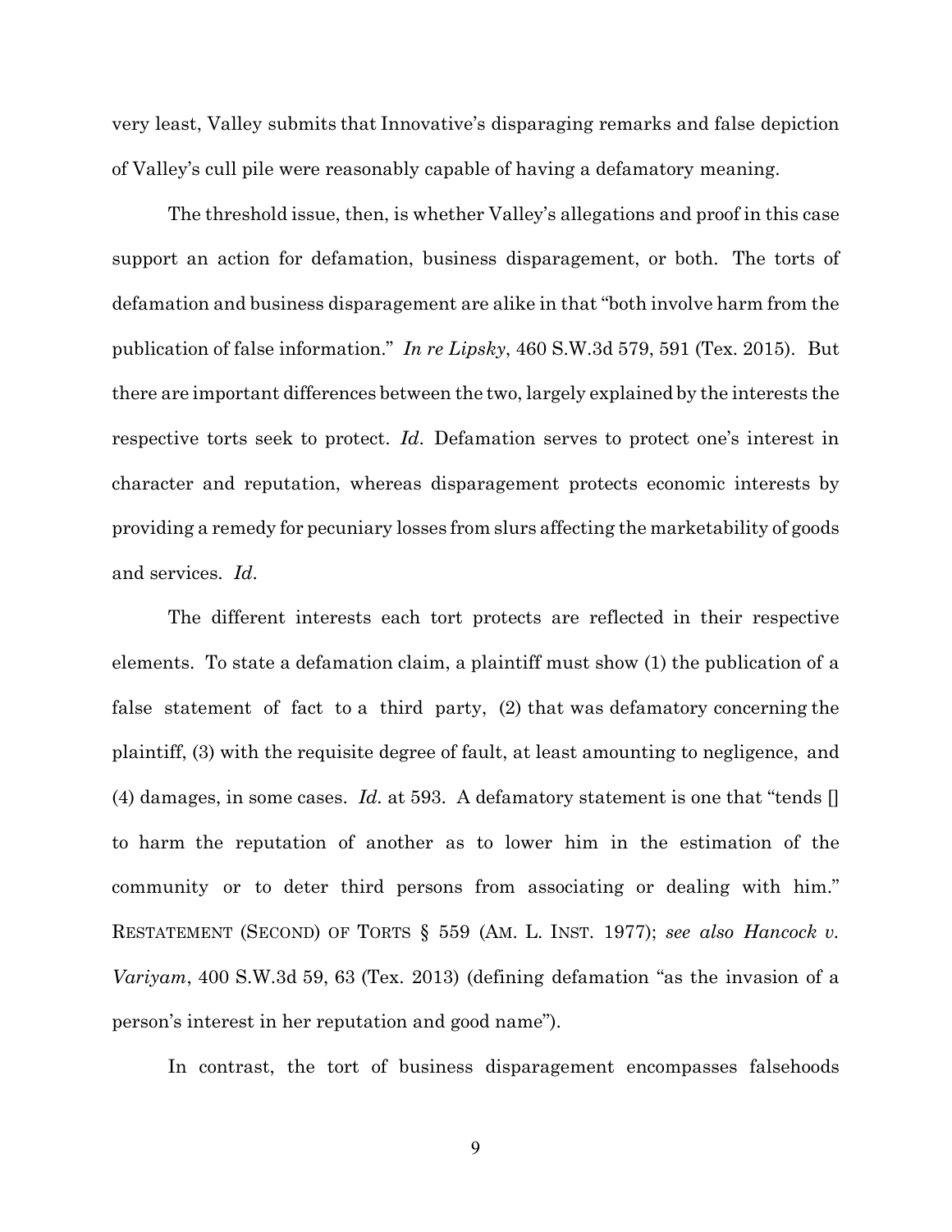very least, Valley submits that Innovative's disparaging remarks and false depiction of Valley's cull pile were reasonably capable of having a defamatory meaning.

The threshold issue, then, is whether Valley's allegations and proof in this case support an action for defamation, business disparagement, or both. The torts of defamation and business disparagement are alike in that "both involve harm from the publication of false information." *In re Lipsky*, 460 S.W.3d 579, 591 (Tex. 2015). But there are important differences between the two, largely explained by the interests the respective torts seek to protect. *Id*. Defamation serves to protect one's interest in character and reputation, whereas disparagement protects economic interests by providing a remedy for pecuniary losses from slurs affecting the marketability of goods and services. *Id*.

The different interests each tort protects are reflected in their respective elements. To state a defamation claim, a plaintiff must show (1) the publication of a false statement of fact to a third party, (2) that was defamatory concerning the plaintiff, (3) with the requisite degree of fault, at least amounting to negligence, and (4) damages, in some cases. *Id*. at 593. A defamatory statement is one that "tends [] to harm the reputation of another as to lower him in the estimation of the community or to deter third persons from associating or dealing with him." RESTATEMENT (SECOND) OF TORTS § 559 (AM. L. INST. 1977); *see also Hancock v. Variyam*, 400 S.W.3d 59, 63 (Tex. 2013) (defining defamation "as the invasion of a person's interest in her reputation and good name").

In contrast, the tort of business disparagement encompasses falsehoods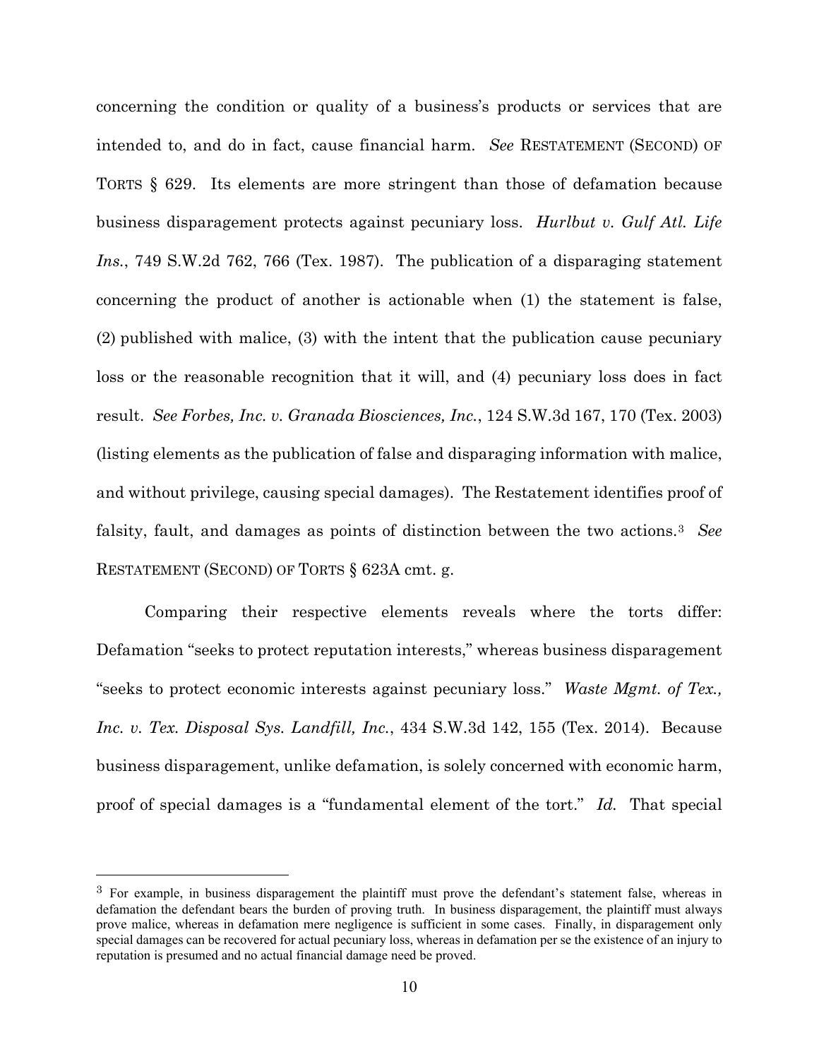concerning the condition or quality of a business's products or services that are intended to, and do in fact, cause financial harm. *See* RESTATEMENT (SECOND) OF TORTS § 629. Its elements are more stringent than those of defamation because business disparagement protects against pecuniary loss. *Hurlbut v. Gulf Atl. Life Ins.*, 749 S.W.2d 762, 766 (Tex. 1987). The publication of a disparaging statement concerning the product of another is actionable when (1) the statement is false, (2) published with malice, (3) with the intent that the publication cause pecuniary loss or the reasonable recognition that it will, and (4) pecuniary loss does in fact result. *See Forbes, Inc. v. Granada Biosciences, Inc.*, 124 S.W.3d 167, 170 (Tex. 2003) (listing elements as the publication of false and disparaging information with malice, and without privilege, causing special damages). The Restatement identifies proof of falsity, fault, and damages as points of distinction between the two actions.[3] *See* RESTATEMENT (SECOND) OF TORTS § 623A cmt. g.

Comparing their respective elements reveals where the torts differ: Defamation "seeks to protect reputation interests," whereas business disparagement "seeks to protect economic interests against pecuniary loss." *Waste Mgmt. of Tex., Inc. v. Tex. Disposal Sys. Landfill, Inc.*, 434 S.W.3d 142, 155 (Tex. 2014). Because business disparagement, unlike defamation, is solely concerned with economic harm, proof of special damages is a "fundamental element of the tort." *Id.* That special

---

[3] For example, in business disparagement the plaintiff must prove the defendant's statement false, whereas in defamation the defendant bears the burden of proving truth. In business disparagement, the plaintiff must always prove malice, whereas in defamation mere negligence is sufficient in some cases. Finally, in disparagement only special damages can be recovered for actual pecuniary loss, whereas in defamation per se the existence of an injury to reputation is presumed and no actual financial damage need be proved.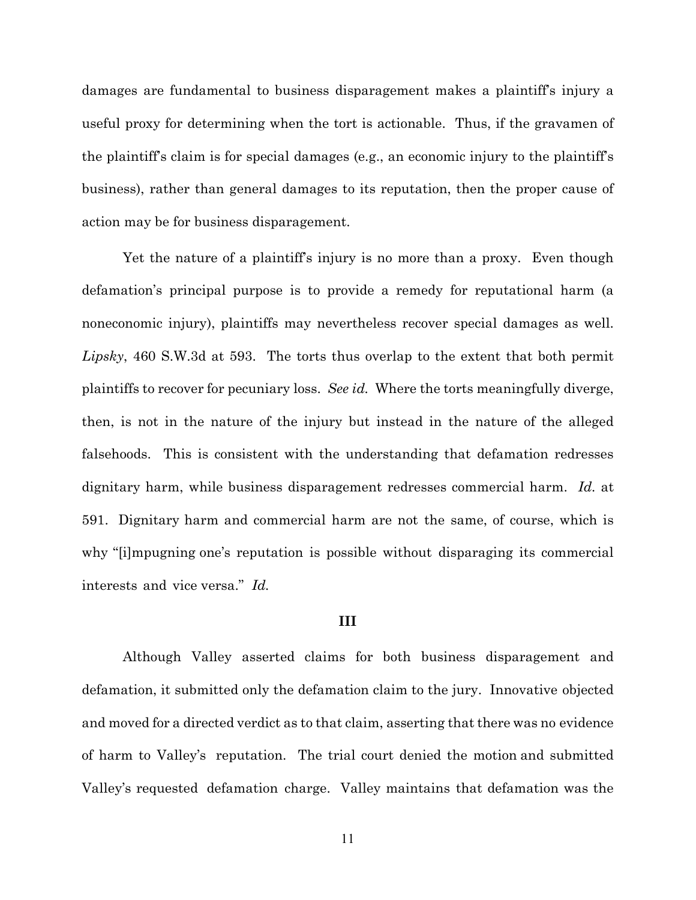damages are fundamental to business disparagement makes a plaintiff's injury a useful proxy for determining when the tort is actionable. Thus, if the gravamen of the plaintiff's claim is for special damages (e.g., an economic injury to the plaintiff's business), rather than general damages to its reputation, then the proper cause of action may be for business disparagement.

Yet the nature of a plaintiff's injury is no more than a proxy. Even though defamation's principal purpose is to provide a remedy for reputational harm (a noneconomic injury), plaintiffs may nevertheless recover special damages as well. *Lipsky*, 460 S.W.3d at 593. The torts thus overlap to the extent that both permit plaintiffs to recover for pecuniary loss. *See id.* Where the torts meaningfully diverge, then, is not in the nature of the injury but instead in the nature of the alleged falsehoods. This is consistent with the understanding that defamation redresses dignitary harm, while business disparagement redresses commercial harm. *Id.* at 591. Dignitary harm and commercial harm are not the same, of course, which is why "[i]mpugning one's reputation is possible without disparaging its commercial interests and vice versa." *Id.*

## III

Although Valley asserted claims for both business disparagement and defamation, it submitted only the defamation claim to the jury. Innovative objected and moved for a directed verdict as to that claim, asserting that there was no evidence of harm to Valley's reputation. The trial court denied the motion and submitted Valley's requested defamation charge. Valley maintains that defamation was the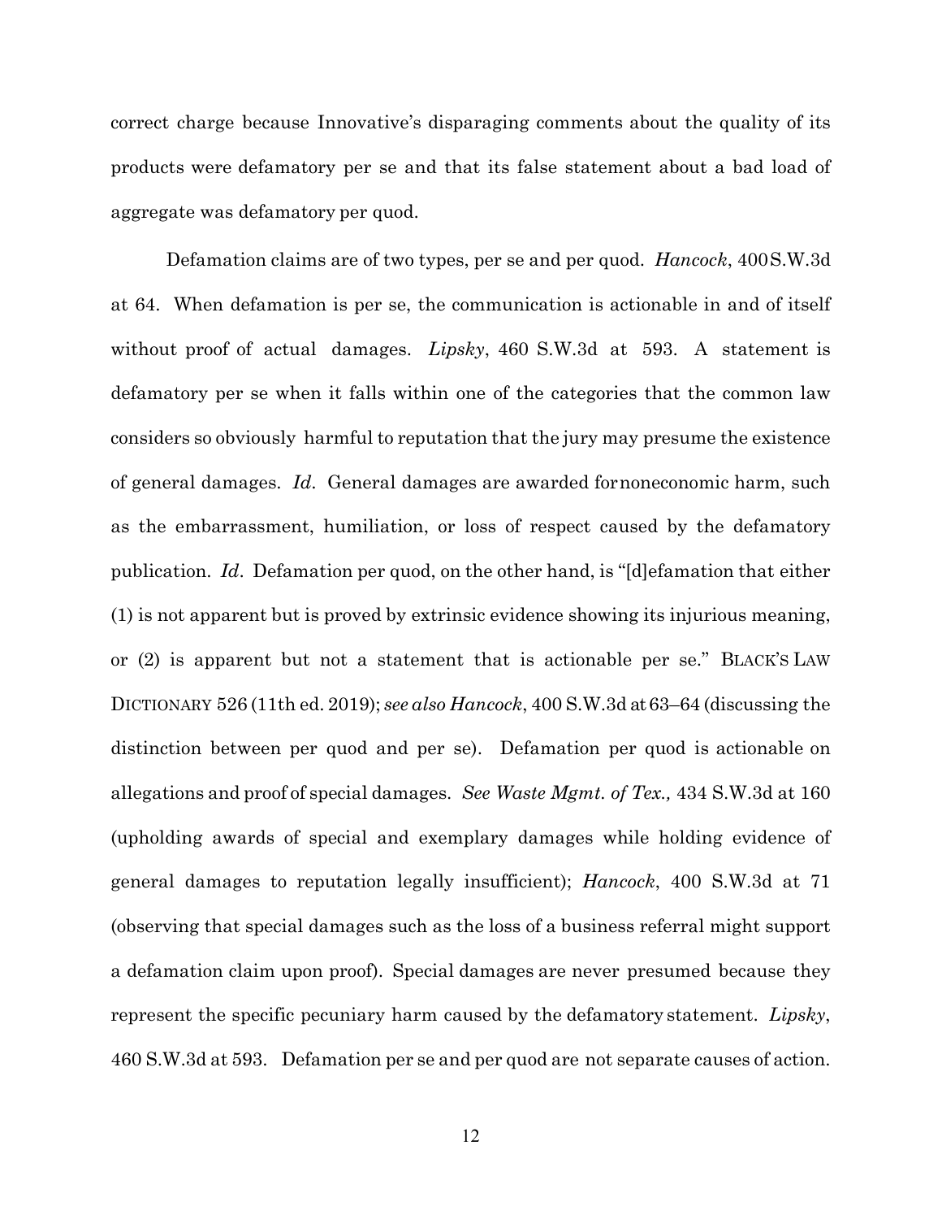correct charge because Innovative's disparaging comments about the quality of its products were defamatory per se and that its false statement about a bad load of aggregate was defamatory per quod.

Defamation claims are of two types, per se and per quod. *Hancock*, 400 S.W.3d at 64. When defamation is per se, the communication is actionable in and of itself without proof of actual damages. *Lipsky*, 460 S.W.3d at 593. A statement is defamatory per se when it falls within one of the categories that the common law considers so obviously harmful to reputation that the jury may presume the existence of general damages. *Id*. General damages are awarded for noneconomic harm, such as the embarrassment, humiliation, or loss of respect caused by the defamatory publication. *Id*. Defamation per quod, on the other hand, is "[d]efamation that either (1) is not apparent but is proved by extrinsic evidence showing its injurious meaning, or (2) is apparent but not a statement that is actionable per se." BLACK'S LAW DICTIONARY 526 (11th ed. 2019); *see also Hancock*, 400 S.W.3d at 63–64 (discussing the distinction between per quod and per se). Defamation per quod is actionable on allegations and proof of special damages. *See Waste Mgmt. of Tex.,* 434 S.W.3d at 160 (upholding awards of special and exemplary damages while holding evidence of general damages to reputation legally insufficient); *Hancock*, 400 S.W.3d at 71 (observing that special damages such as the loss of a business referral might support a defamation claim upon proof). Special damages are never presumed because they represent the specific pecuniary harm caused by the defamatory statement. *Lipsky*, 460 S.W.3d at 593. Defamation per se and per quod are not separate causes of action.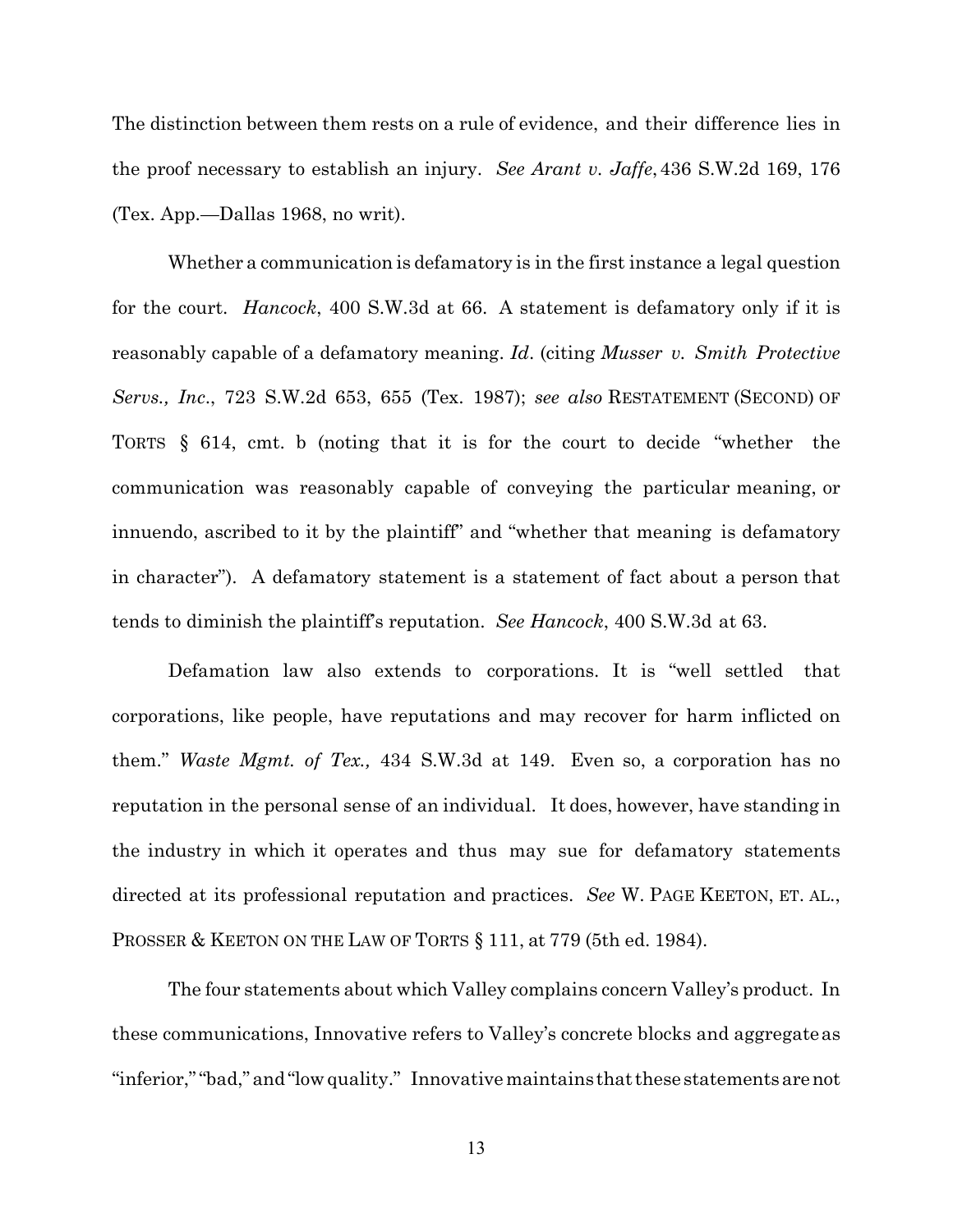The distinction between them rests on a rule of evidence, and their difference lies in the proof necessary to establish an injury. *See Arant v. Jaffe*, 436 S.W.2d 169, 176 (Tex. App.—Dallas 1968, no writ).

Whether a communication is defamatory is in the first instance a legal question for the court. *Hancock*, 400 S.W.3d at 66. A statement is defamatory only if it is reasonably capable of a defamatory meaning. *Id*. (citing *Musser v. Smith Protective Servs., Inc*., 723 S.W.2d 653, 655 (Tex. 1987); *see also* RESTATEMENT (SECOND) OF TORTS § 614, cmt. b (noting that it is for the court to decide "whether the communication was reasonably capable of conveying the particular meaning, or innuendo, ascribed to it by the plaintiff" and "whether that meaning is defamatory in character"). A defamatory statement is a statement of fact about a person that tends to diminish the plaintiff's reputation. *See Hancock*, 400 S.W.3d at 63.

Defamation law also extends to corporations. It is "well settled that corporations, like people, have reputations and may recover for harm inflicted on them." *Waste Mgmt. of Tex.,* 434 S.W.3d at 149. Even so, a corporation has no reputation in the personal sense of an individual. It does, however, have standing in the industry in which it operates and thus may sue for defamatory statements directed at its professional reputation and practices. *See* W. PAGE KEETON, ET. AL., PROSSER & KEETON ON THE LAW OF TORTS § 111, at 779 (5th ed. 1984).

The four statements about which Valley complains concern Valley's product. In these communications, Innovative refers to Valley's concrete blocks and aggregate as "inferior," "bad," and "low quality." Innovative maintains that these statements are not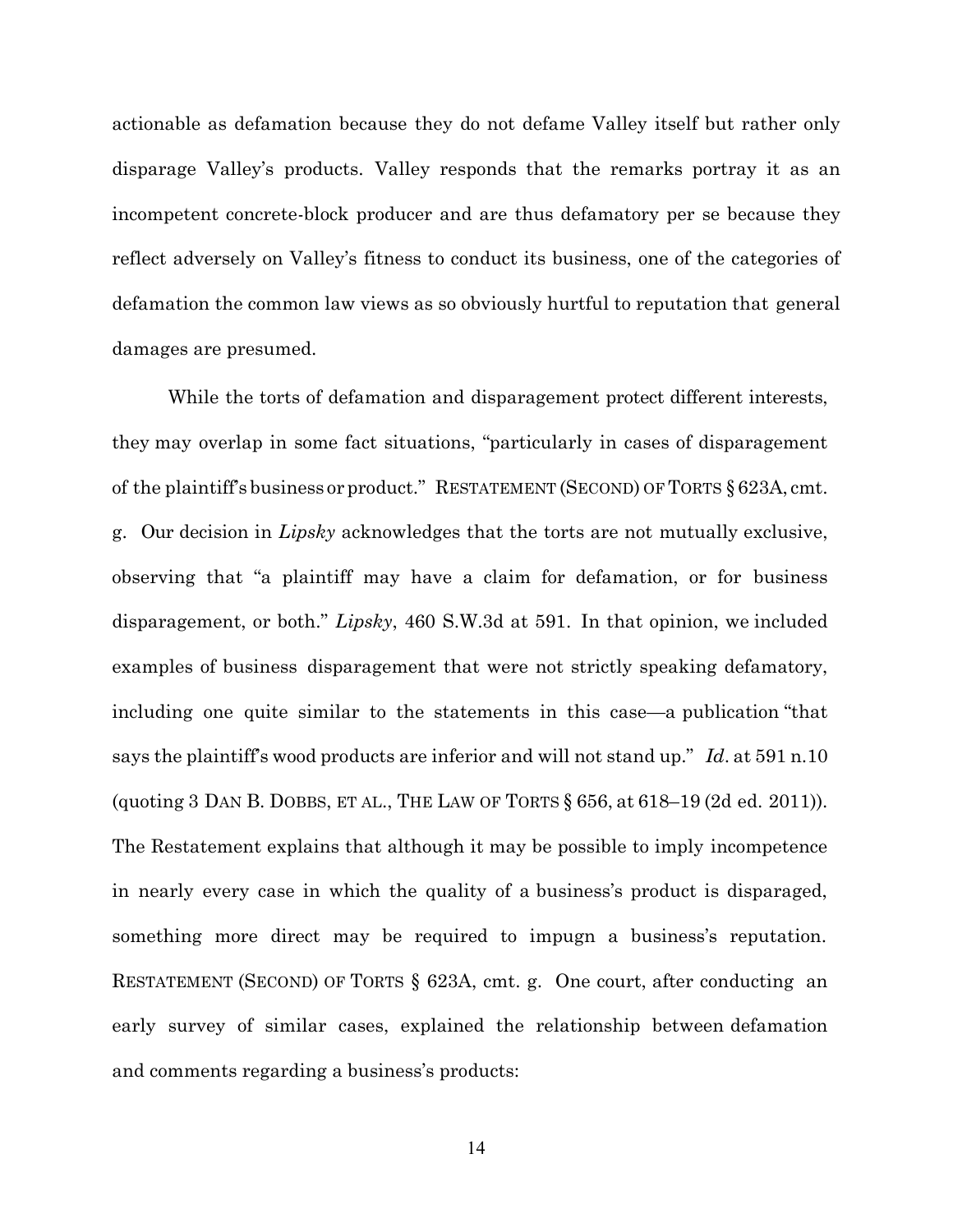actionable as defamation because they do not defame Valley itself but rather only disparage Valley's products. Valley responds that the remarks portray it as an incompetent concrete-block producer and are thus defamatory per se because they reflect adversely on Valley's fitness to conduct its business, one of the categories of defamation the common law views as so obviously hurtful to reputation that general damages are presumed.

While the torts of defamation and disparagement protect different interests, they may overlap in some fact situations, "particularly in cases of disparagement of the plaintiff's business or product." RESTATEMENT (SECOND) OF TORTS § 623A, cmt. g. Our decision in *Lipsky* acknowledges that the torts are not mutually exclusive, observing that "a plaintiff may have a claim for defamation, or for business disparagement, or both." *Lipsky*, 460 S.W.3d at 591. In that opinion, we included examples of business disparagement that were not strictly speaking defamatory, including one quite similar to the statements in this case—a publication "that says the plaintiff's wood products are inferior and will not stand up." *Id*. at 591 n.10 (quoting 3 DAN B. DOBBS, ET AL., THE LAW OF TORTS § 656, at 618–19 (2d ed. 2011)). The Restatement explains that although it may be possible to imply incompetence in nearly every case in which the quality of a business's product is disparaged, something more direct may be required to impugn a business's reputation. RESTATEMENT (SECOND) OF TORTS § 623A, cmt. g. One court, after conducting an early survey of similar cases, explained the relationship between defamation and comments regarding a business's products: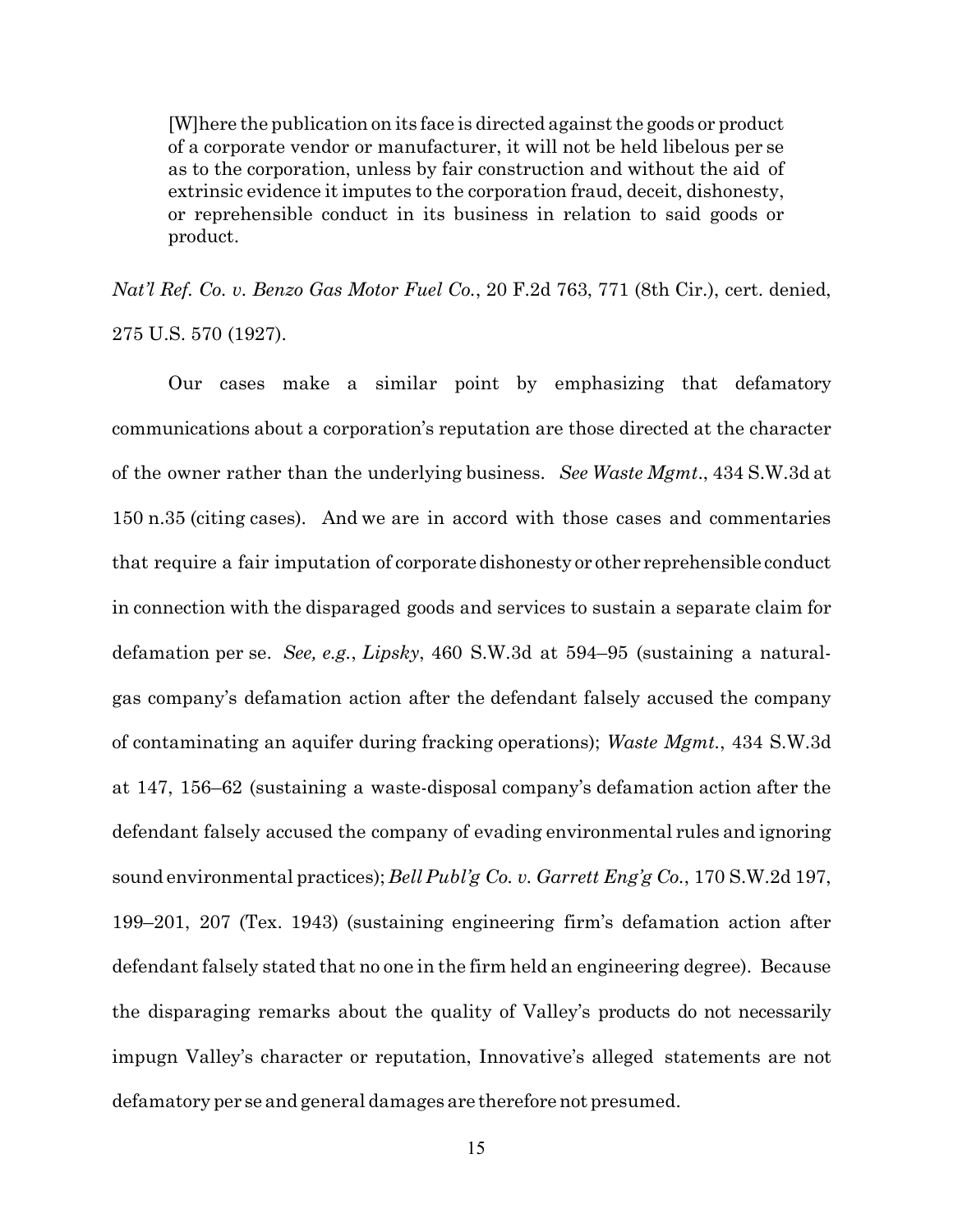> [W]here the publication on its face is directed against the goods or product of a corporate vendor or manufacturer, it will not be held libelous per se as to the corporation, unless by fair construction and without the aid of extrinsic evidence it imputes to the corporation fraud, deceit, dishonesty, or reprehensible conduct in its business in relation to said goods or product.

*Nat'l Ref. Co. v. Benzo Gas Motor Fuel Co.*, 20 F.2d 763, 771 (8th Cir.), cert. denied, 275 U.S. 570 (1927).

Our cases make a similar point by emphasizing that defamatory communications about a corporation's reputation are those directed at the character of the owner rather than the underlying business. *See Waste Mgmt*., 434 S.W.3d at 150 n.35 (citing cases). And we are in accord with those cases and commentaries that require a fair imputation of corporate dishonesty or other reprehensible conduct in connection with the disparaged goods and services to sustain a separate claim for defamation per se. *See, e.g.*, *Lipsky*, 460 S.W.3d at 594–95 (sustaining a natural-gas company's defamation action after the defendant falsely accused the company of contaminating an aquifer during fracking operations); *Waste Mgmt.*, 434 S.W.3d at 147, 156–62 (sustaining a waste-disposal company's defamation action after the defendant falsely accused the company of evading environmental rules and ignoring sound environmental practices); *Bell Publ'g Co. v. Garrett Eng'g Co.*, 170 S.W.2d 197, 199–201, 207 (Tex. 1943) (sustaining engineering firm's defamation action after defendant falsely stated that no one in the firm held an engineering degree). Because the disparaging remarks about the quality of Valley's products do not necessarily impugn Valley's character or reputation, Innovative's alleged statements are not defamatory per se and general damages are therefore not presumed.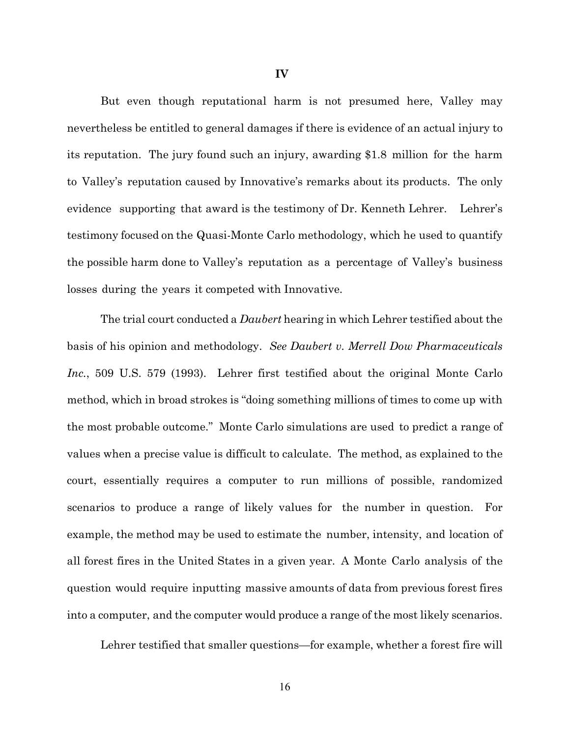## IV

But even though reputational harm is not presumed here, Valley may nevertheless be entitled to general damages if there is evidence of an actual injury to its reputation. The jury found such an injury, awarding $1.8 million for the harm to Valley's reputation caused by Innovative's remarks about its products. The only evidence supporting that award is the testimony of Dr. Kenneth Lehrer. Lehrer's testimony focused on the Quasi-Monte Carlo methodology, which he used to quantify the possible harm done to Valley's reputation as a percentage of Valley's business losses during the years it competed with Innovative.

The trial court conducted a *Daubert* hearing in which Lehrer testified about the basis of his opinion and methodology. *See Daubert v. Merrell Dow Pharmaceuticals Inc.*, 509 U.S. 579 (1993). Lehrer first testified about the original Monte Carlo method, which in broad strokes is "doing something millions of times to come up with the most probable outcome." Monte Carlo simulations are used to predict a range of values when a precise value is difficult to calculate. The method, as explained to the court, essentially requires a computer to run millions of possible, randomized scenarios to produce a range of likely values for the number in question. For example, the method may be used to estimate the number, intensity, and location of all forest fires in the United States in a given year. A Monte Carlo analysis of the question would require inputting massive amounts of data from previous forest fires into a computer, and the computer would produce a range of the most likely scenarios.

Lehrer testified that smaller questions—for example, whether a forest fire will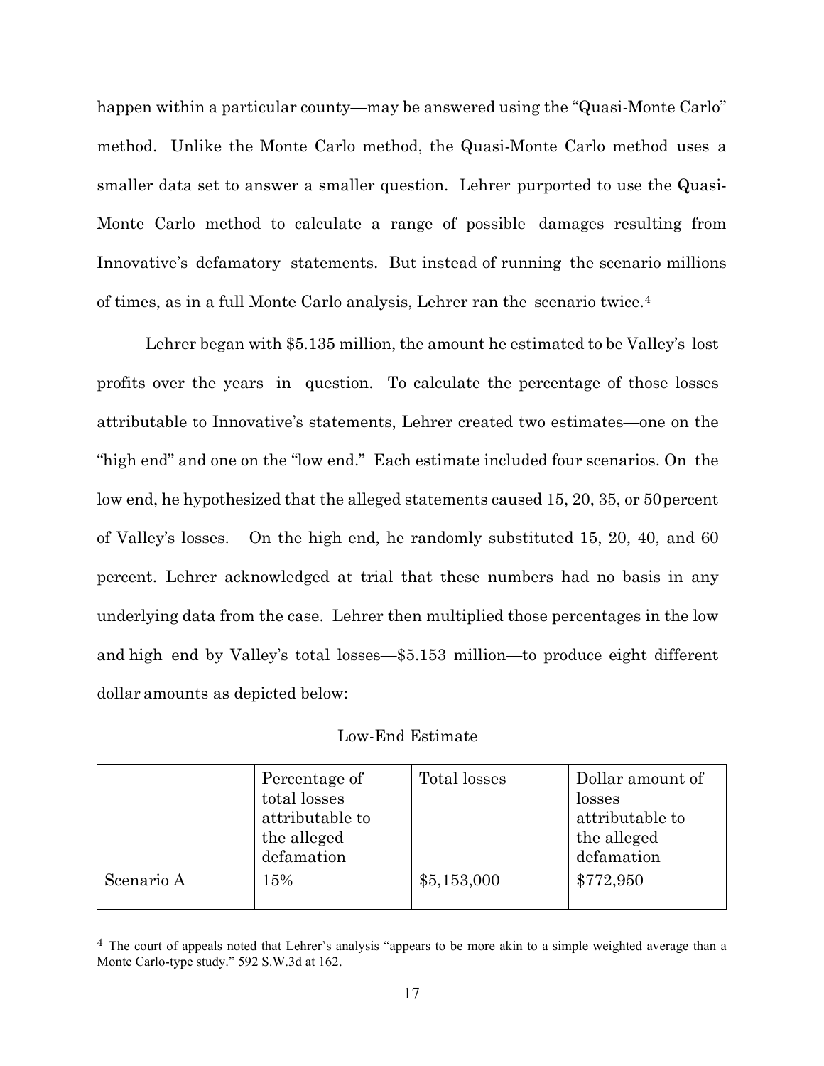happen within a particular county—may be answered using the "Quasi-Monte Carlo" method. Unlike the Monte Carlo method, the Quasi-Monte Carlo method uses a smaller data set to answer a smaller question. Lehrer purported to use the Quasi-Monte Carlo method to calculate a range of possible damages resulting from Innovative's defamatory statements. But instead of running the scenario millions of times, as in a full Monte Carlo analysis, Lehrer ran the scenario twice.[4]

Lehrer began with $5.135 million, the amount he estimated to be Valley's lost profits over the years in question. To calculate the percentage of those losses attributable to Innovative's statements, Lehrer created two estimates—one on the "high end" and one on the "low end." Each estimate included four scenarios. On the low end, he hypothesized that the alleged statements caused 15, 20, 35, or 50 percent of Valley's losses. On the high end, he randomly substituted 15, 20, 40, and 60 percent. Lehrer acknowledged at trial that these numbers had no basis in any underlying data from the case. Lehrer then multiplied those percentages in the low and high end by Valley's total losses—$5.153 million—to produce eight different dollar amounts as depicted below:

Low-End Estimate

| | Percentage of total losses attributable to the alleged defamation | Total losses | Dollar amount of losses attributable to the alleged defamation |
|---|---|---|---|
| Scenario A | 15% | $5,153,000 | $772,950 |

[4] The court of appeals noted that Lehrer's analysis "appears to be more akin to a simple weighted average than a Monte Carlo-type study." 592 S.W.3d at 162.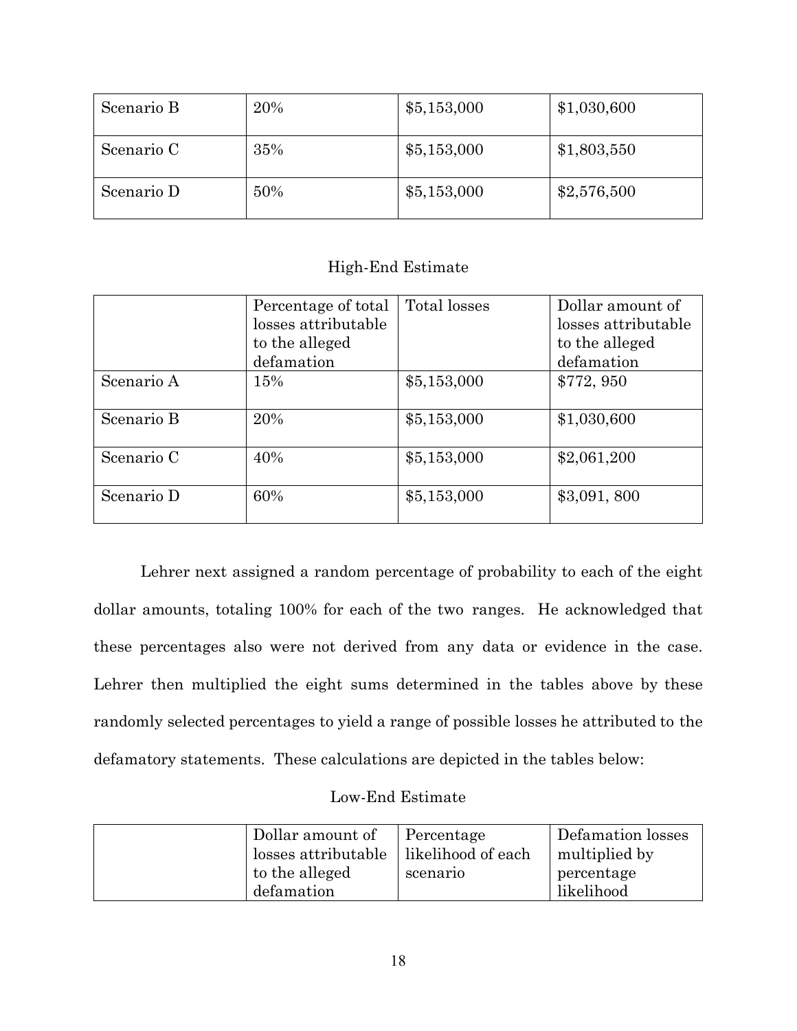| | | | |
|---|---|---|---|
| Scenario B | 20% | $5,153,000 | $1,030,600 |
| Scenario C | 35% | $5,153,000 | $1,803,550 |
| Scenario D | 50% | $5,153,000 | $2,576,500 |

High-End Estimate

| | Percentage of total losses attributable to the alleged defamation | Total losses | Dollar amount of losses attributable to the alleged defamation |
|---|---|---|---|
| Scenario A | 15% | $5,153,000 | $772, 950 |
| Scenario B | 20% | $5,153,000 | $1,030,600 |
| Scenario C | 40% | $5,153,000 | $2,061,200 |
| Scenario D | 60% | $5,153,000 | $3,091, 800 |

Lehrer next assigned a random percentage of probability to each of the eight dollar amounts, totaling 100% for each of the two ranges. He acknowledged that these percentages also were not derived from any data or evidence in the case. Lehrer then multiplied the eight sums determined in the tables above by these randomly selected percentages to yield a range of possible losses he attributed to the defamatory statements. These calculations are depicted in the tables below:

Low-End Estimate

| | Dollar amount of losses attributable to the alleged defamation | Percentage likelihood of each scenario | Defamation losses multiplied by percentage likelihood |
|---|---|---|---|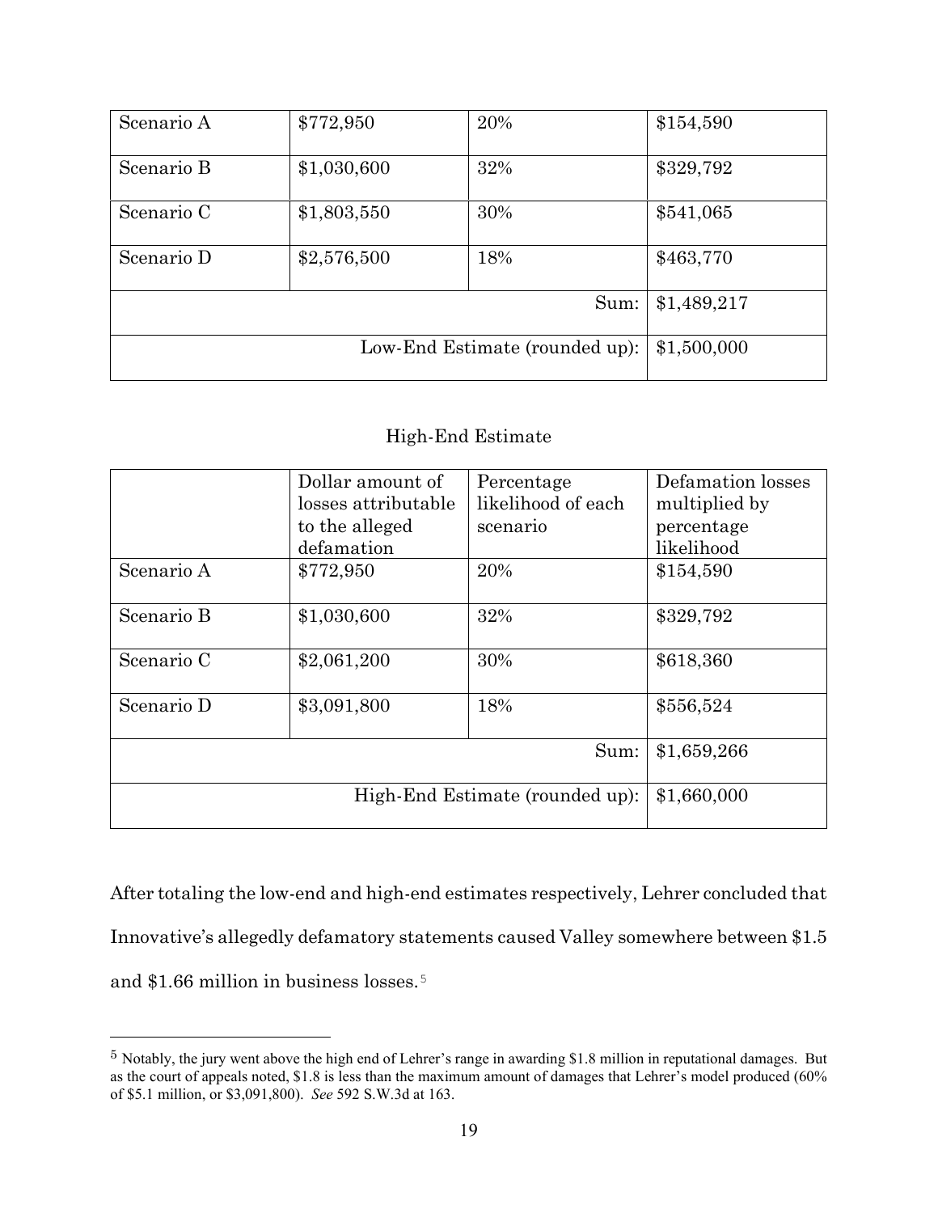| | | | |
|---|---|---|---|
| Scenario A | $772,950 | 20% | $154,590 |
| Scenario B | $1,030,600 | 32% | $329,792 |
| Scenario C | $1,803,550 | 30% | $541,065 |
| Scenario D | $2,576,500 | 18% | $463,770 |
| | | Sum: | $1,489,217 |
| | | Low-End Estimate (rounded up): | $1,500,000 |

High-End Estimate

| | Dollar amount of losses attributable to the alleged defamation | Percentage likelihood of each scenario | Defamation losses multiplied by percentage likelihood |
|---|---|---|---|
| Scenario A | $772,950 | 20% | $154,590 |
| Scenario B | $1,030,600 | 32% | $329,792 |
| Scenario C | $2,061,200 | 30% | $618,360 |
| Scenario D | $3,091,800 | 18% | $556,524 |
| | | Sum: | $1,659,266 |
| | | High-End Estimate (rounded up): | $1,660,000 |

After totaling the low-end and high-end estimates respectively, Lehrer concluded that Innovative's allegedly defamatory statements caused Valley somewhere between $1.5 and $1.66 million in business losses.[5]

---

[5] Notably, the jury went above the high end of Lehrer's range in awarding $1.8 million in reputational damages. But as the court of appeals noted, $1.8 is less than the maximum amount of damages that Lehrer's model produced (60% of $5.1 million, or $3,091,800). *See* 592 S.W.3d at 163.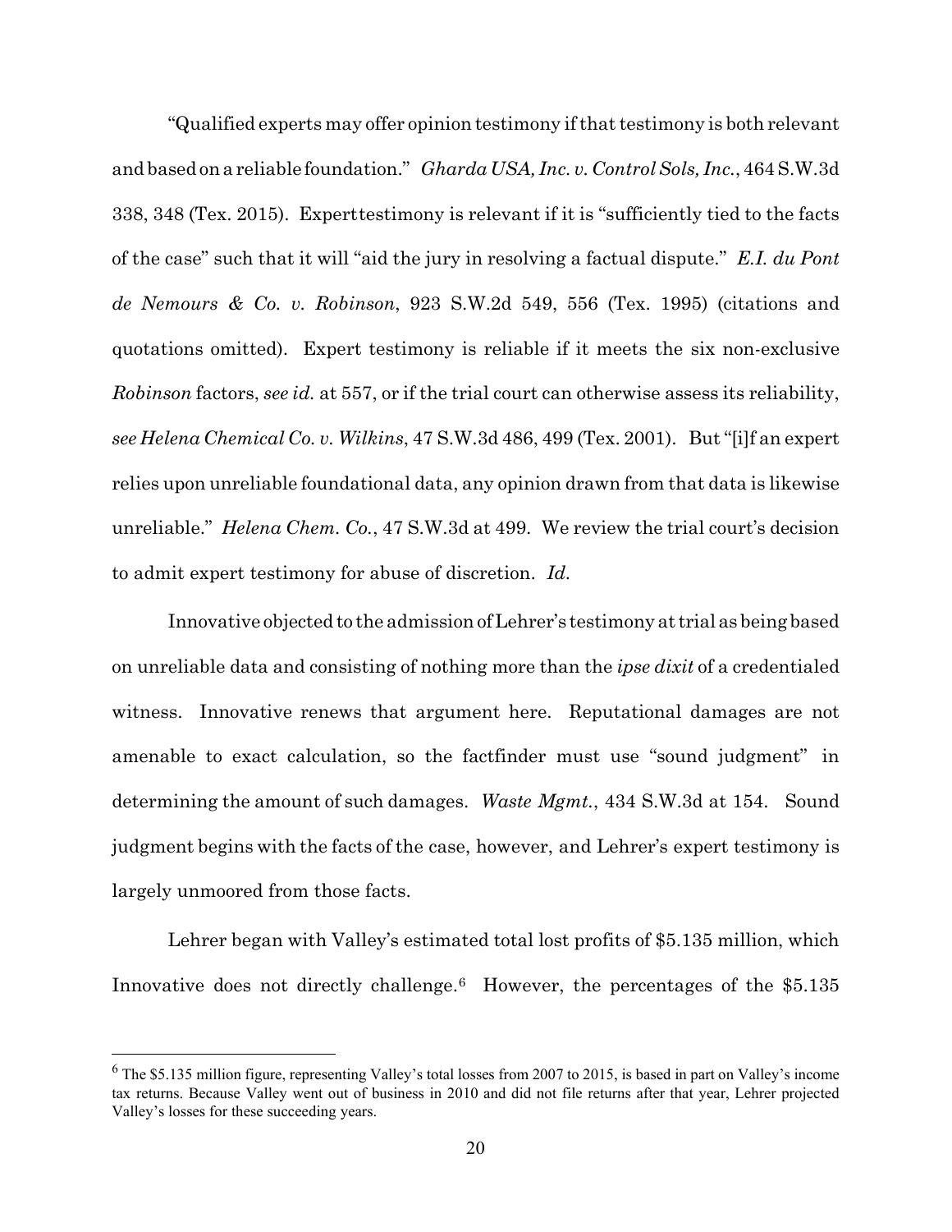"Qualified experts may offer opinion testimony if that testimony is both relevant and based on a reliable foundation." *Gharda USA, Inc. v. Control Sols, Inc.*, 464 S.W.3d 338, 348 (Tex. 2015). Expert testimony is relevant if it is "sufficiently tied to the facts of the case" such that it will "aid the jury in resolving a factual dispute." *E.I. du Pont de Nemours & Co. v. Robinson*, 923 S.W.2d 549, 556 (Tex. 1995) (citations and quotations omitted). Expert testimony is reliable if it meets the six non-exclusive *Robinson* factors, *see id.* at 557, or if the trial court can otherwise assess its reliability, *see Helena Chemical Co. v. Wilkins*, 47 S.W.3d 486, 499 (Tex. 2001). But "[i]f an expert relies upon unreliable foundational data, any opinion drawn from that data is likewise unreliable." *Helena Chem. Co.*, 47 S.W.3d at 499. We review the trial court's decision to admit expert testimony for abuse of discretion. *Id.*

Innovative objected to the admission of Lehrer's testimony at trial as being based on unreliable data and consisting of nothing more than the *ipse dixit* of a credentialed witness. Innovative renews that argument here. Reputational damages are not amenable to exact calculation, so the factfinder must use "sound judgment" in determining the amount of such damages. *Waste Mgmt.*, 434 S.W.3d at 154. Sound judgment begins with the facts of the case, however, and Lehrer's expert testimony is largely unmoored from those facts.

Lehrer began with Valley's estimated total lost profits of $5.135 million, which Innovative does not directly challenge.[6] However, the percentages of the $5.135

[6] The $5.135 million figure, representing Valley's total losses from 2007 to 2015, is based in part on Valley's income tax returns. Because Valley went out of business in 2010 and did not file returns after that year, Lehrer projected Valley's losses for these succeeding years.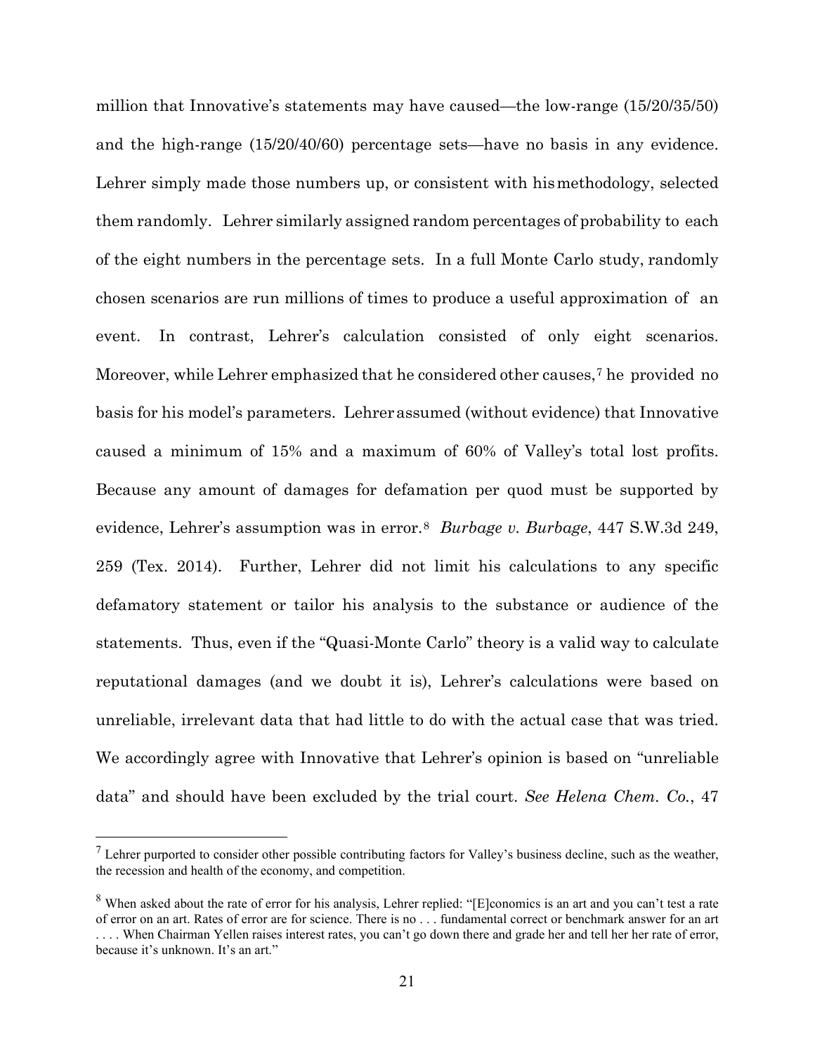million that Innovative's statements may have caused—the low-range (15/20/35/50) and the high-range (15/20/40/60) percentage sets—have no basis in any evidence. Lehrer simply made those numbers up, or consistent with his methodology, selected them randomly. Lehrer similarly assigned random percentages of probability to each of the eight numbers in the percentage sets. In a full Monte Carlo study, randomly chosen scenarios are run millions of times to produce a useful approximation of an event. In contrast, Lehrer's calculation consisted of only eight scenarios. Moreover, while Lehrer emphasized that he considered other causes,[7] he provided no basis for his model's parameters. Lehrer assumed (without evidence) that Innovative caused a minimum of 15% and a maximum of 60% of Valley's total lost profits. Because any amount of damages for defamation per quod must be supported by evidence, Lehrer's assumption was in error.[8] *Burbage v. Burbage*, 447 S.W.3d 249, 259 (Tex. 2014). Further, Lehrer did not limit his calculations to any specific defamatory statement or tailor his analysis to the substance or audience of the statements. Thus, even if the "Quasi-Monte Carlo" theory is a valid way to calculate reputational damages (and we doubt it is), Lehrer's calculations were based on unreliable, irrelevant data that had little to do with the actual case that was tried. We accordingly agree with Innovative that Lehrer's opinion is based on "unreliable data" and should have been excluded by the trial court. *See Helena Chem. Co.*, 47

---

[7] Lehrer purported to consider other possible contributing factors for Valley's business decline, such as the weather, the recession and health of the economy, and competition.

[8] When asked about the rate of error for his analysis, Lehrer replied: "[E]conomics is an art and you can't test a rate of error on an art. Rates of error are for science. There is no . . . fundamental correct or benchmark answer for an art . . . . When Chairman Yellen raises interest rates, you can't go down there and grade her and tell her her rate of error, because it's unknown. It's an art."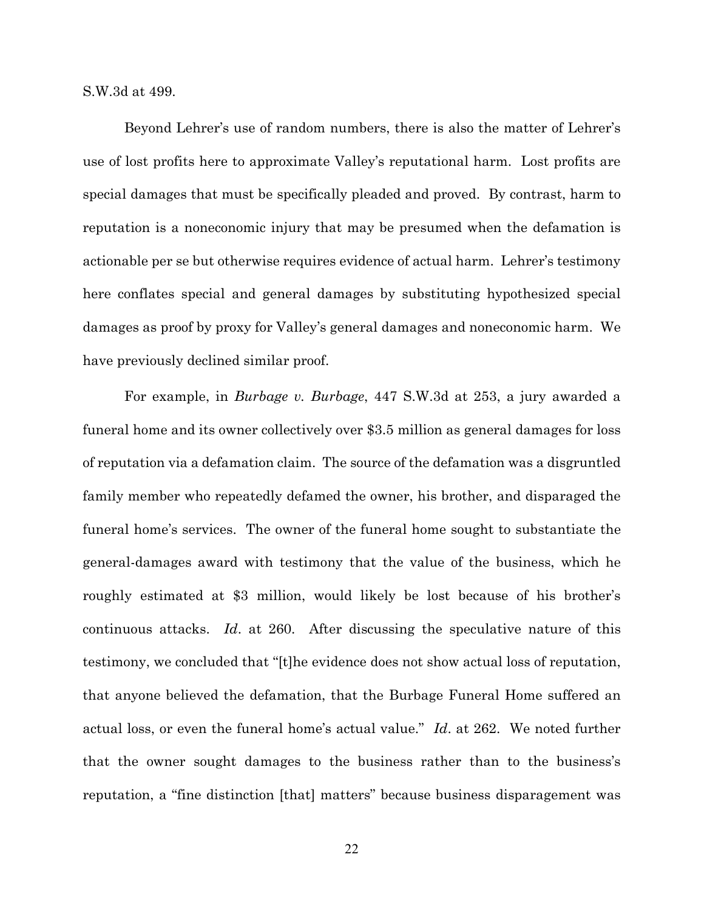S.W.3d at 499.

Beyond Lehrer's use of random numbers, there is also the matter of Lehrer's use of lost profits here to approximate Valley's reputational harm. Lost profits are special damages that must be specifically pleaded and proved. By contrast, harm to reputation is a noneconomic injury that may be presumed when the defamation is actionable per se but otherwise requires evidence of actual harm. Lehrer's testimony here conflates special and general damages by substituting hypothesized special damages as proof by proxy for Valley's general damages and noneconomic harm. We have previously declined similar proof.

For example, in *Burbage v. Burbage*, 447 S.W.3d at 253, a jury awarded a funeral home and its owner collectively over $3.5 million as general damages for loss of reputation via a defamation claim. The source of the defamation was a disgruntled family member who repeatedly defamed the owner, his brother, and disparaged the funeral home's services. The owner of the funeral home sought to substantiate the general-damages award with testimony that the value of the business, which he roughly estimated at $3 million, would likely be lost because of his brother's continuous attacks. *Id*. at 260. After discussing the speculative nature of this testimony, we concluded that "[t]he evidence does not show actual loss of reputation, that anyone believed the defamation, that the Burbage Funeral Home suffered an actual loss, or even the funeral home's actual value." *Id*. at 262. We noted further that the owner sought damages to the business rather than to the business's reputation, a "fine distinction [that] matters" because business disparagement was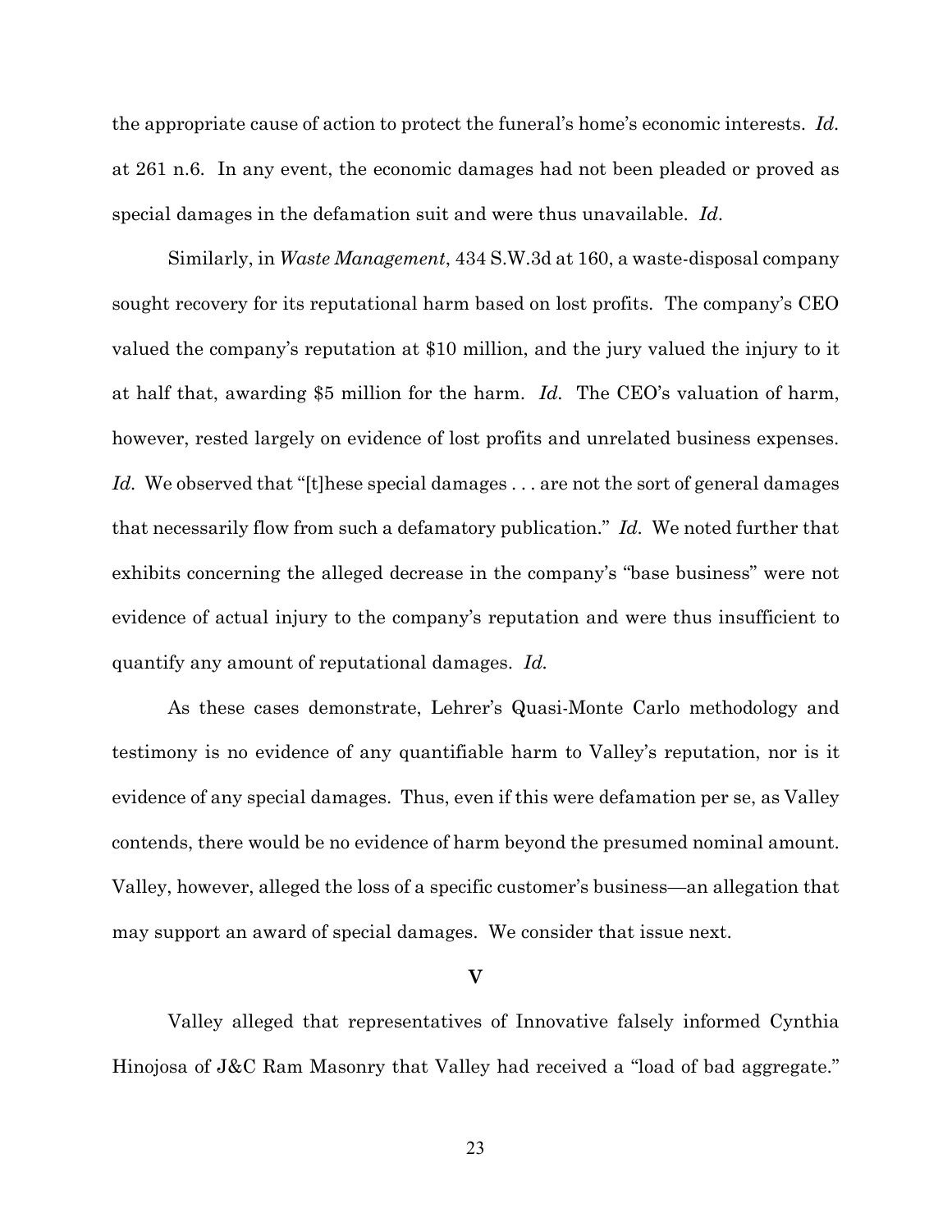the appropriate cause of action to protect the funeral's home's economic interests. *Id.* at 261 n.6. In any event, the economic damages had not been pleaded or proved as special damages in the defamation suit and were thus unavailable. *Id.*

Similarly, in *Waste Management*, 434 S.W.3d at 160, a waste-disposal company sought recovery for its reputational harm based on lost profits. The company's CEO valued the company's reputation at $10 million, and the jury valued the injury to it at half that, awarding $5 million for the harm. *Id.* The CEO's valuation of harm, however, rested largely on evidence of lost profits and unrelated business expenses. *Id.* We observed that "[t]hese special damages . . . are not the sort of general damages that necessarily flow from such a defamatory publication." *Id.* We noted further that exhibits concerning the alleged decrease in the company's "base business" were not evidence of actual injury to the company's reputation and were thus insufficient to quantify any amount of reputational damages. *Id.*

As these cases demonstrate, Lehrer's Quasi-Monte Carlo methodology and testimony is no evidence of any quantifiable harm to Valley's reputation, nor is it evidence of any special damages. Thus, even if this were defamation per se, as Valley contends, there would be no evidence of harm beyond the presumed nominal amount. Valley, however, alleged the loss of a specific customer's business—an allegation that may support an award of special damages. We consider that issue next.

## V

Valley alleged that representatives of Innovative falsely informed Cynthia Hinojosa of J&C Ram Masonry that Valley had received a "load of bad aggregate."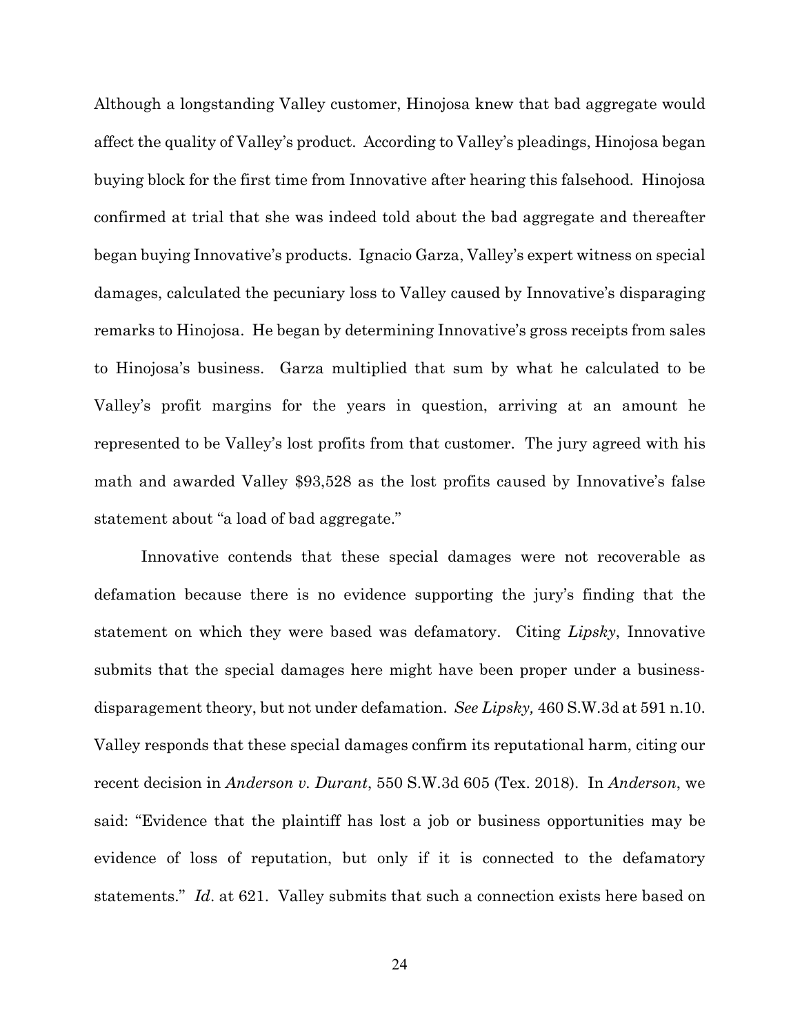Although a longstanding Valley customer, Hinojosa knew that bad aggregate would affect the quality of Valley's product. According to Valley's pleadings, Hinojosa began buying block for the first time from Innovative after hearing this falsehood. Hinojosa confirmed at trial that she was indeed told about the bad aggregate and thereafter began buying Innovative's products. Ignacio Garza, Valley's expert witness on special damages, calculated the pecuniary loss to Valley caused by Innovative's disparaging remarks to Hinojosa. He began by determining Innovative's gross receipts from sales to Hinojosa's business. Garza multiplied that sum by what he calculated to be Valley's profit margins for the years in question, arriving at an amount he represented to be Valley's lost profits from that customer. The jury agreed with his math and awarded Valley $93,528 as the lost profits caused by Innovative's false statement about "a load of bad aggregate."

Innovative contends that these special damages were not recoverable as defamation because there is no evidence supporting the jury's finding that the statement on which they were based was defamatory. Citing *Lipsky*, Innovative submits that the special damages here might have been proper under a business-disparagement theory, but not under defamation. *See Lipsky,* 460 S.W.3d at 591 n.10. Valley responds that these special damages confirm its reputational harm, citing our recent decision in *Anderson v. Durant*, 550 S.W.3d 605 (Tex. 2018). In *Anderson*, we said: "Evidence that the plaintiff has lost a job or business opportunities may be evidence of loss of reputation, but only if it is connected to the defamatory statements." *Id*. at 621. Valley submits that such a connection exists here based on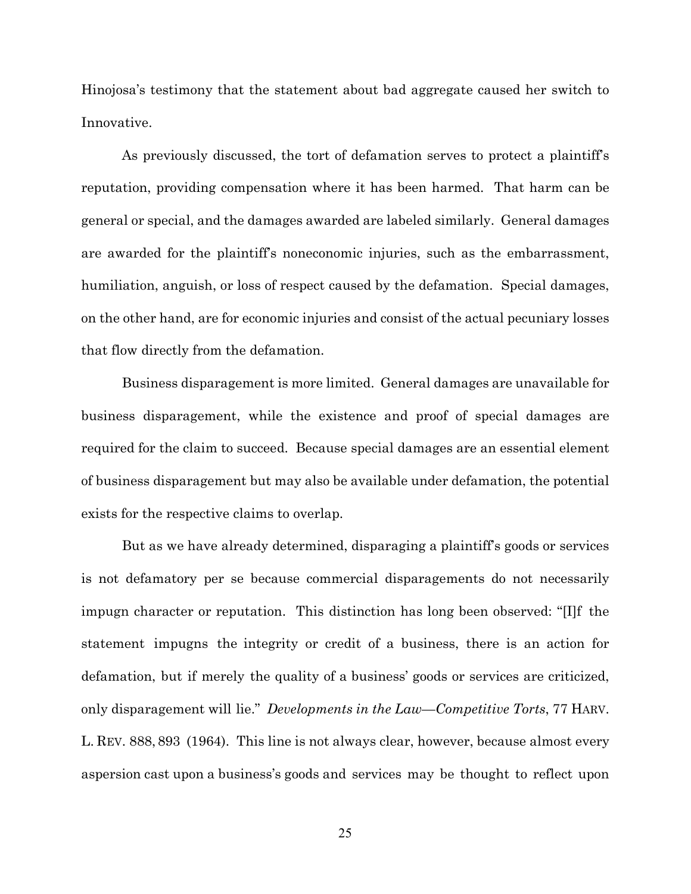Hinojosa's testimony that the statement about bad aggregate caused her switch to Innovative.

As previously discussed, the tort of defamation serves to protect a plaintiff's reputation, providing compensation where it has been harmed. That harm can be general or special, and the damages awarded are labeled similarly. General damages are awarded for the plaintiff's noneconomic injuries, such as the embarrassment, humiliation, anguish, or loss of respect caused by the defamation. Special damages, on the other hand, are for economic injuries and consist of the actual pecuniary losses that flow directly from the defamation.

Business disparagement is more limited. General damages are unavailable for business disparagement, while the existence and proof of special damages are required for the claim to succeed. Because special damages are an essential element of business disparagement but may also be available under defamation, the potential exists for the respective claims to overlap.

But as we have already determined, disparaging a plaintiff's goods or services is not defamatory per se because commercial disparagements do not necessarily impugn character or reputation. This distinction has long been observed: "[I]f the statement impugns the integrity or credit of a business, there is an action for defamation, but if merely the quality of a business' goods or services are criticized, only disparagement will lie." *Developments in the Law—Competitive Torts*, 77 HARV. L. REV. 888, 893 (1964). This line is not always clear, however, because almost every aspersion cast upon a business's goods and services may be thought to reflect upon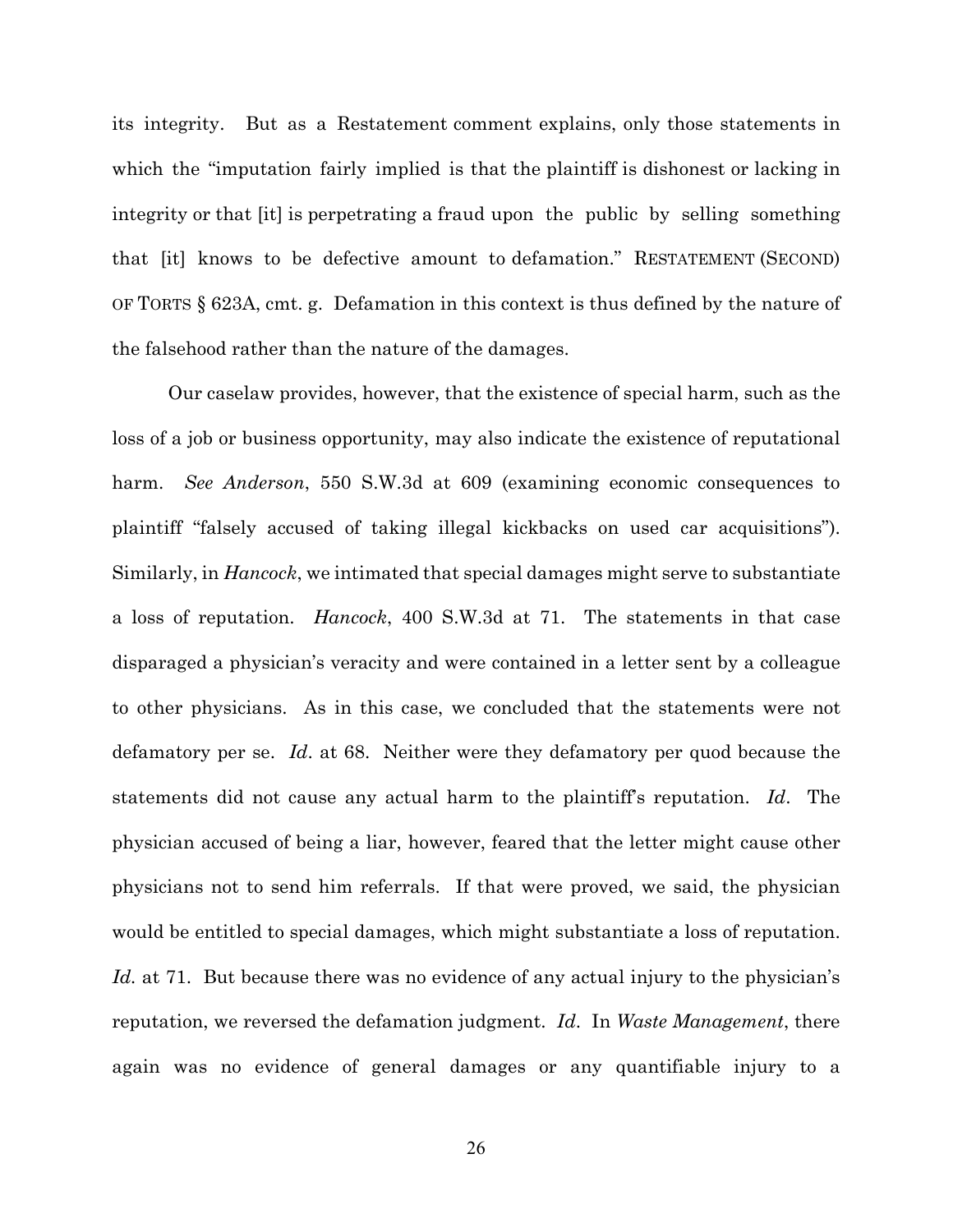its integrity. But as a Restatement comment explains, only those statements in which the "imputation fairly implied is that the plaintiff is dishonest or lacking in integrity or that [it] is perpetrating a fraud upon the public by selling something that [it] knows to be defective amount to defamation." RESTATEMENT (SECOND) OF TORTS § 623A, cmt. g. Defamation in this context is thus defined by the nature of the falsehood rather than the nature of the damages.

Our caselaw provides, however, that the existence of special harm, such as the loss of a job or business opportunity, may also indicate the existence of reputational harm. *See Anderson*, 550 S.W.3d at 609 (examining economic consequences to plaintiff "falsely accused of taking illegal kickbacks on used car acquisitions"). Similarly, in *Hancock*, we intimated that special damages might serve to substantiate a loss of reputation. *Hancock*, 400 S.W.3d at 71. The statements in that case disparaged a physician's veracity and were contained in a letter sent by a colleague to other physicians. As in this case, we concluded that the statements were not defamatory per se. *Id*. at 68. Neither were they defamatory per quod because the statements did not cause any actual harm to the plaintiff's reputation. *Id*. The physician accused of being a liar, however, feared that the letter might cause other physicians not to send him referrals. If that were proved, we said, the physician would be entitled to special damages, which might substantiate a loss of reputation. *Id.* at 71. But because there was no evidence of any actual injury to the physician's reputation, we reversed the defamation judgment. *Id*. In *Waste Management*, there again was no evidence of general damages or any quantifiable injury to a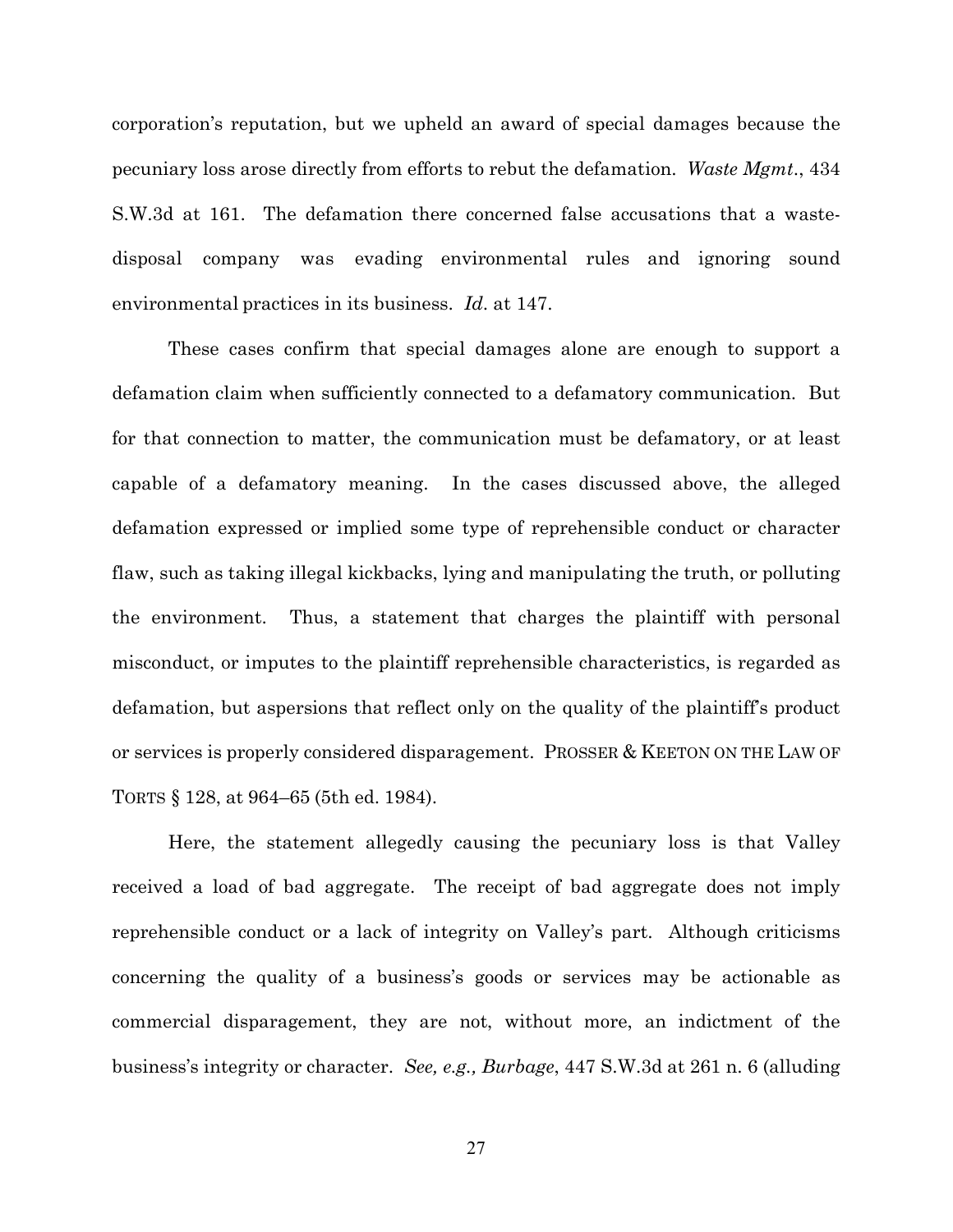corporation's reputation, but we upheld an award of special damages because the pecuniary loss arose directly from efforts to rebut the defamation. *Waste Mgmt.*, 434 S.W.3d at 161. The defamation there concerned false accusations that a waste-disposal company was evading environmental rules and ignoring sound environmental practices in its business. *Id.* at 147.

These cases confirm that special damages alone are enough to support a defamation claim when sufficiently connected to a defamatory communication. But for that connection to matter, the communication must be defamatory, or at least capable of a defamatory meaning. In the cases discussed above, the alleged defamation expressed or implied some type of reprehensible conduct or character flaw, such as taking illegal kickbacks, lying and manipulating the truth, or polluting the environment. Thus, a statement that charges the plaintiff with personal misconduct, or imputes to the plaintiff reprehensible characteristics, is regarded as defamation, but aspersions that reflect only on the quality of the plaintiff's product or services is properly considered disparagement. PROSSER & KEETON ON THE LAW OF TORTS § 128, at 964–65 (5th ed. 1984).

Here, the statement allegedly causing the pecuniary loss is that Valley received a load of bad aggregate. The receipt of bad aggregate does not imply reprehensible conduct or a lack of integrity on Valley's part. Although criticisms concerning the quality of a business's goods or services may be actionable as commercial disparagement, they are not, without more, an indictment of the business's integrity or character. *See, e.g., Burbage*, 447 S.W.3d at 261 n. 6 (alluding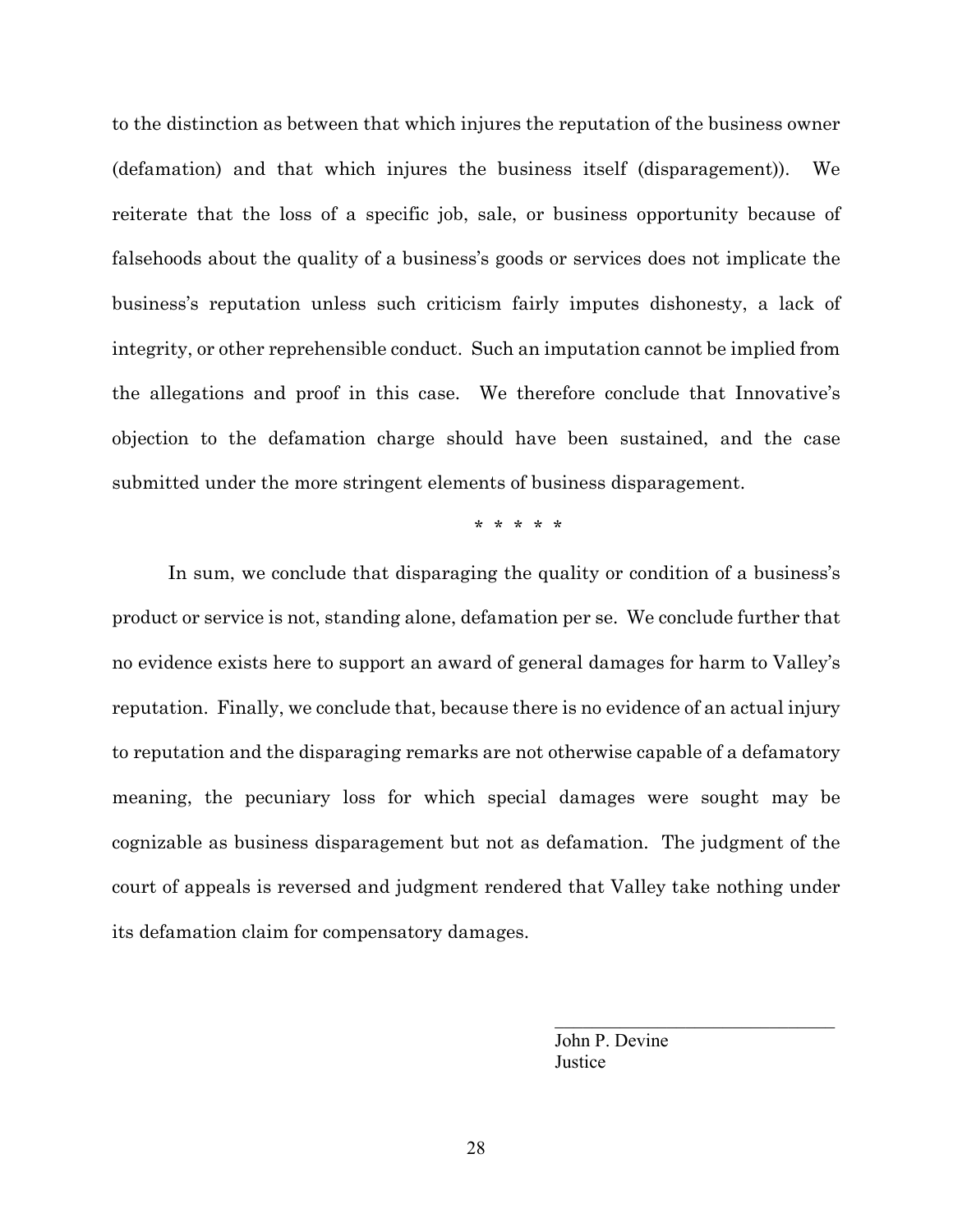to the distinction as between that which injures the reputation of the business owner (defamation) and that which injures the business itself (disparagement)). We reiterate that the loss of a specific job, sale, or business opportunity because of falsehoods about the quality of a business's goods or services does not implicate the business's reputation unless such criticism fairly imputes dishonesty, a lack of integrity, or other reprehensible conduct. Such an imputation cannot be implied from the allegations and proof in this case. We therefore conclude that Innovative's objection to the defamation charge should have been sustained, and the case submitted under the more stringent elements of business disparagement.

\* \* \* \* \*

In sum, we conclude that disparaging the quality or condition of a business's product or service is not, standing alone, defamation per se. We conclude further that no evidence exists here to support an award of general damages for harm to Valley's reputation. Finally, we conclude that, because there is no evidence of an actual injury to reputation and the disparaging remarks are not otherwise capable of a defamatory meaning, the pecuniary loss for which special damages were sought may be cognizable as business disparagement but not as defamation. The judgment of the court of appeals is reversed and judgment rendered that Valley take nothing under its defamation claim for compensatory damages.

John P. Devine
Justice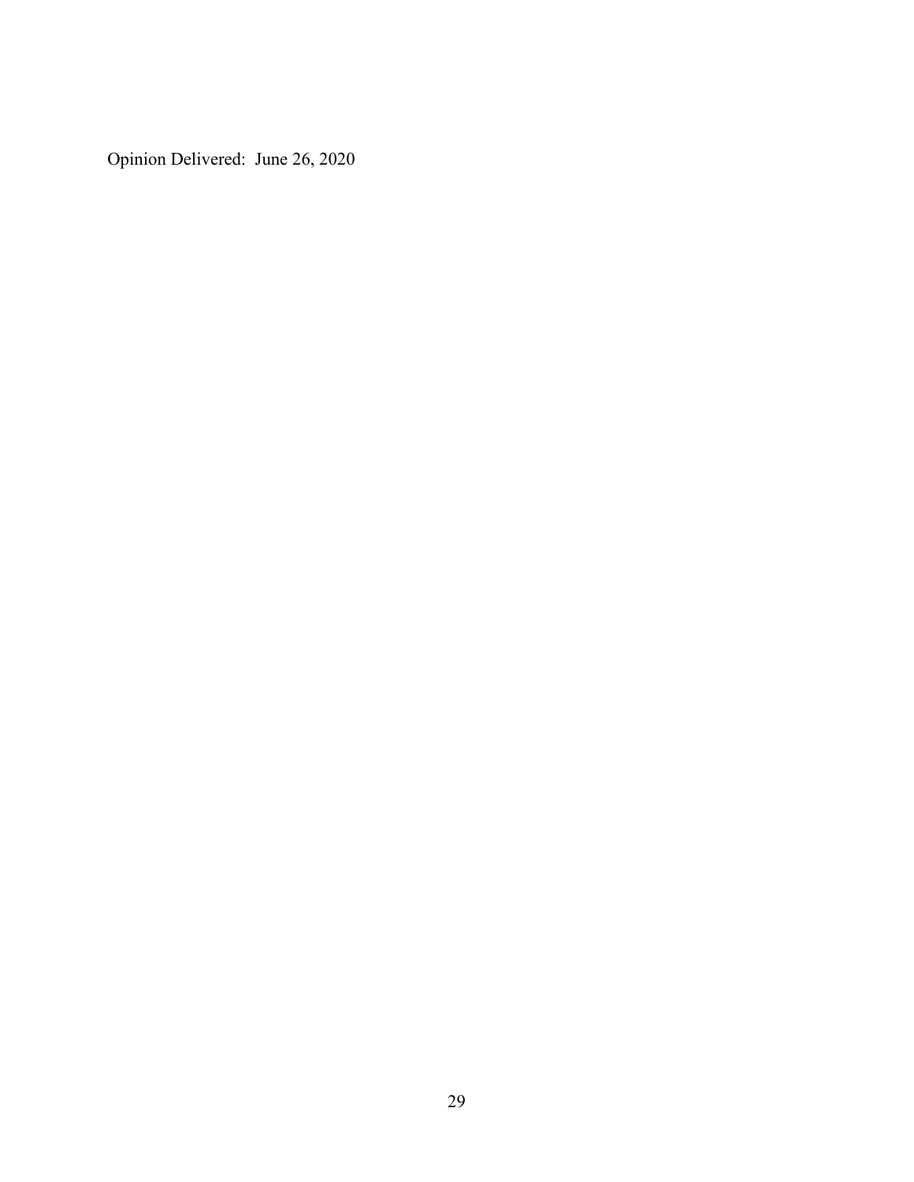Opinion Delivered: June 26, 2020